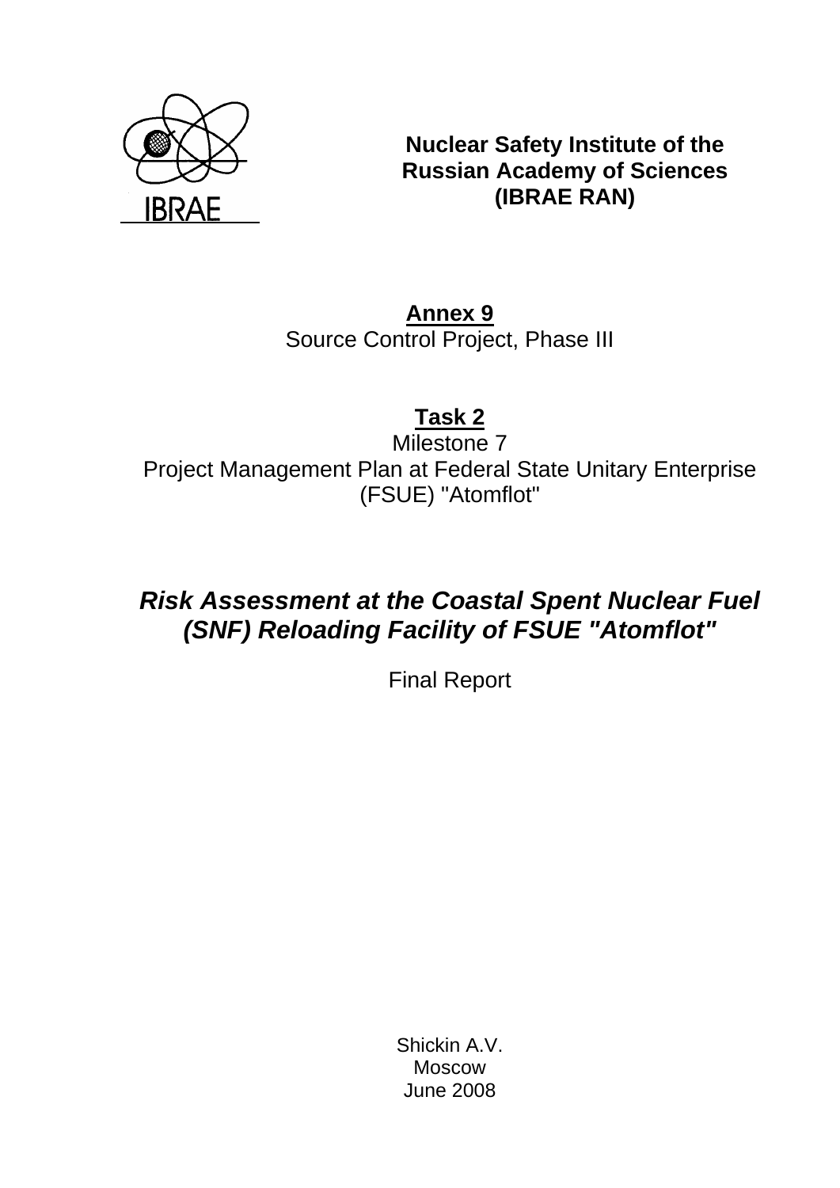IBRAE

**Nuclear Safety Institute of the Russian Academy of Sciences (IBRAE RAN)**

**Annex 9**
Source Control Project, Phase III

**Task 2**
Milestone 7
Project Management Plan at Federal State Unitary Enterprise (FSUE) "Atomflot"

# *Risk Assessment at the Coastal Spent Nuclear Fuel (SNF) Reloading Facility of FSUE "Atomflot"*

Final Report

Shickin A.V.
Moscow
June 2008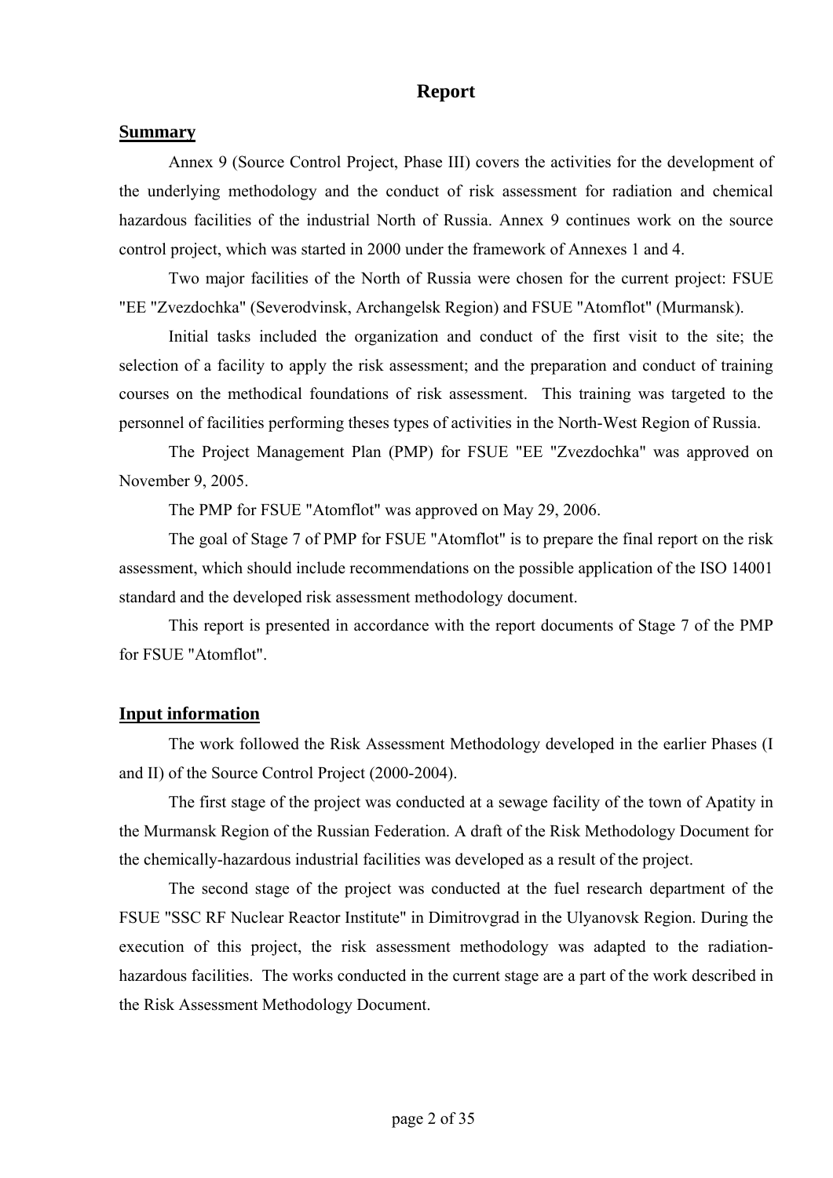# Report

## Summary

Annex 9 (Source Control Project, Phase III) covers the activities for the development of the underlying methodology and the conduct of risk assessment for radiation and chemical hazardous facilities of the industrial North of Russia. Annex 9 continues work on the source control project, which was started in 2000 under the framework of Annexes 1 and 4.

Two major facilities of the North of Russia were chosen for the current project: FSUE "EE "Zvezdochka" (Severodvinsk, Archangelsk Region) and FSUE "Atomflot" (Murmansk).

Initial tasks included the organization and conduct of the first visit to the site; the selection of a facility to apply the risk assessment; and the preparation and conduct of training courses on the methodical foundations of risk assessment. This training was targeted to the personnel of facilities performing theses types of activities in the North-West Region of Russia.

The Project Management Plan (PMP) for FSUE "EE "Zvezdochka" was approved on November 9, 2005.

The PMP for FSUE "Atomflot" was approved on May 29, 2006.

The goal of Stage 7 of PMP for FSUE "Atomflot" is to prepare the final report on the risk assessment, which should include recommendations on the possible application of the ISO 14001 standard and the developed risk assessment methodology document.

This report is presented in accordance with the report documents of Stage 7 of the PMP for FSUE "Atomflot".

## Input information

The work followed the Risk Assessment Methodology developed in the earlier Phases (I and II) of the Source Control Project (2000-2004).

The first stage of the project was conducted at a sewage facility of the town of Apatity in the Murmansk Region of the Russian Federation. A draft of the Risk Methodology Document for the chemically-hazardous industrial facilities was developed as a result of the project.

The second stage of the project was conducted at the fuel research department of the FSUE "SSC RF Nuclear Reactor Institute" in Dimitrovgrad in the Ulyanovsk Region. During the execution of this project, the risk assessment methodology was adapted to the radiation-hazardous facilities. The works conducted in the current stage are a part of the work described in the Risk Assessment Methodology Document.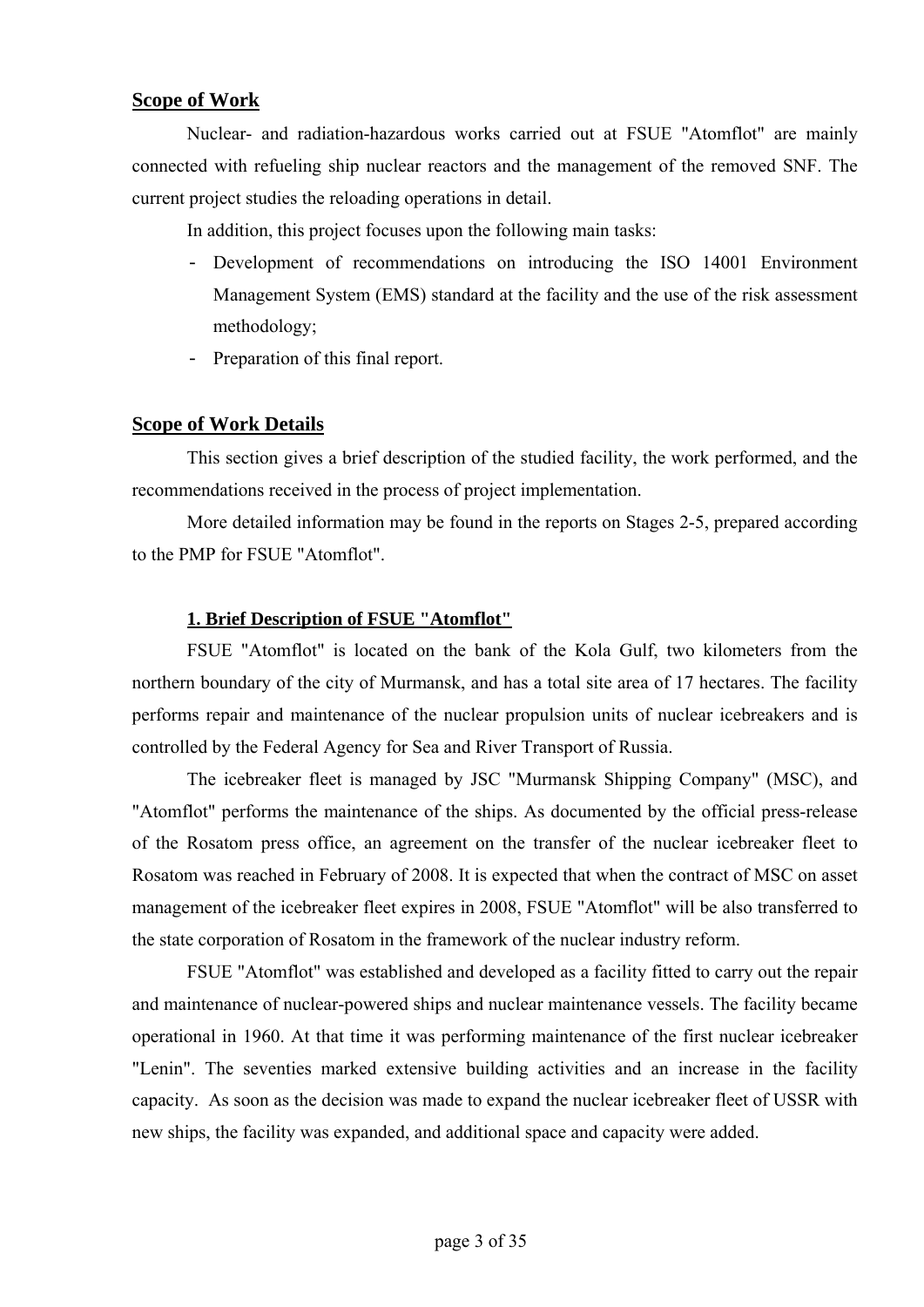## Scope of Work

Nuclear- and radiation-hazardous works carried out at FSUE "Atomflot" are mainly connected with refueling ship nuclear reactors and the management of the removed SNF. The current project studies the reloading operations in detail.

In addition, this project focuses upon the following main tasks:

- Development of recommendations on introducing the ISO 14001 Environment Management System (EMS) standard at the facility and the use of the risk assessment methodology;
- Preparation of this final report.

## Scope of Work Details

This section gives a brief description of the studied facility, the work performed, and the recommendations received in the process of project implementation.

More detailed information may be found in the reports on Stages 2-5, prepared according to the PMP for FSUE "Atomflot".

### 1. Brief Description of FSUE "Atomflot"

FSUE "Atomflot" is located on the bank of the Kola Gulf, two kilometers from the northern boundary of the city of Murmansk, and has a total site area of 17 hectares. The facility performs repair and maintenance of the nuclear propulsion units of nuclear icebreakers and is controlled by the Federal Agency for Sea and River Transport of Russia.

The icebreaker fleet is managed by JSC "Murmansk Shipping Company" (MSC), and "Atomflot" performs the maintenance of the ships. As documented by the official press-release of the Rosatom press office, an agreement on the transfer of the nuclear icebreaker fleet to Rosatom was reached in February of 2008. It is expected that when the contract of MSC on asset management of the icebreaker fleet expires in 2008, FSUE "Atomflot" will be also transferred to the state corporation of Rosatom in the framework of the nuclear industry reform.

FSUE "Atomflot" was established and developed as a facility fitted to carry out the repair and maintenance of nuclear-powered ships and nuclear maintenance vessels. The facility became operational in 1960. At that time it was performing maintenance of the first nuclear icebreaker "Lenin". The seventies marked extensive building activities and an increase in the facility capacity. As soon as the decision was made to expand the nuclear icebreaker fleet of USSR with new ships, the facility was expanded, and additional space and capacity were added.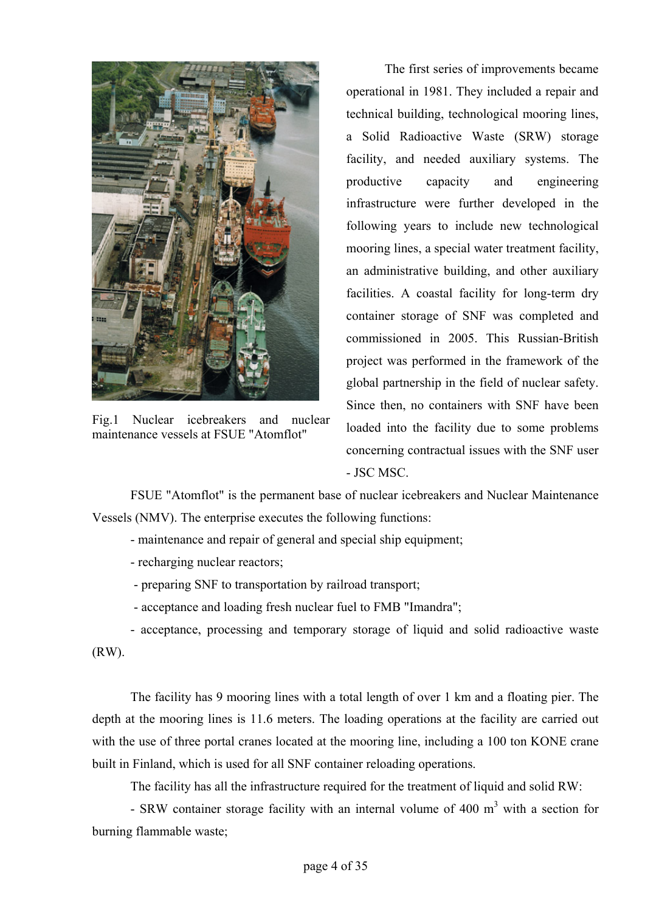Fig.1 Nuclear icebreakers and nuclear maintenance vessels at FSUE "Atomflot"

The first series of improvements became operational in 1981. They included a repair and technical building, technological mooring lines, a Solid Radioactive Waste (SRW) storage facility, and needed auxiliary systems. The productive capacity and engineering infrastructure were further developed in the following years to include new technological mooring lines, a special water treatment facility, an administrative building, and other auxiliary facilities. A coastal facility for long-term dry container storage of SNF was completed and commissioned in 2005. This Russian-British project was performed in the framework of the global partnership in the field of nuclear safety. Since then, no containers with SNF have been loaded into the facility due to some problems concerning contractual issues with the SNF user - JSC MSC.

FSUE "Atomflot" is the permanent base of nuclear icebreakers and Nuclear Maintenance Vessels (NMV). The enterprise executes the following functions:

- maintenance and repair of general and special ship equipment;
- recharging nuclear reactors;
- preparing SNF to transportation by railroad transport;
- acceptance and loading fresh nuclear fuel to FMB "Imandra";
- acceptance, processing and temporary storage of liquid and solid radioactive waste (RW).

The facility has 9 mooring lines with a total length of over 1 km and a floating pier. The depth at the mooring lines is 11.6 meters. The loading operations at the facility are carried out with the use of three portal cranes located at the mooring line, including a 100 ton KONE crane built in Finland, which is used for all SNF container reloading operations.

The facility has all the infrastructure required for the treatment of liquid and solid RW:

- SRW container storage facility with an internal volume of 400 m$^3$ with a section for burning flammable waste;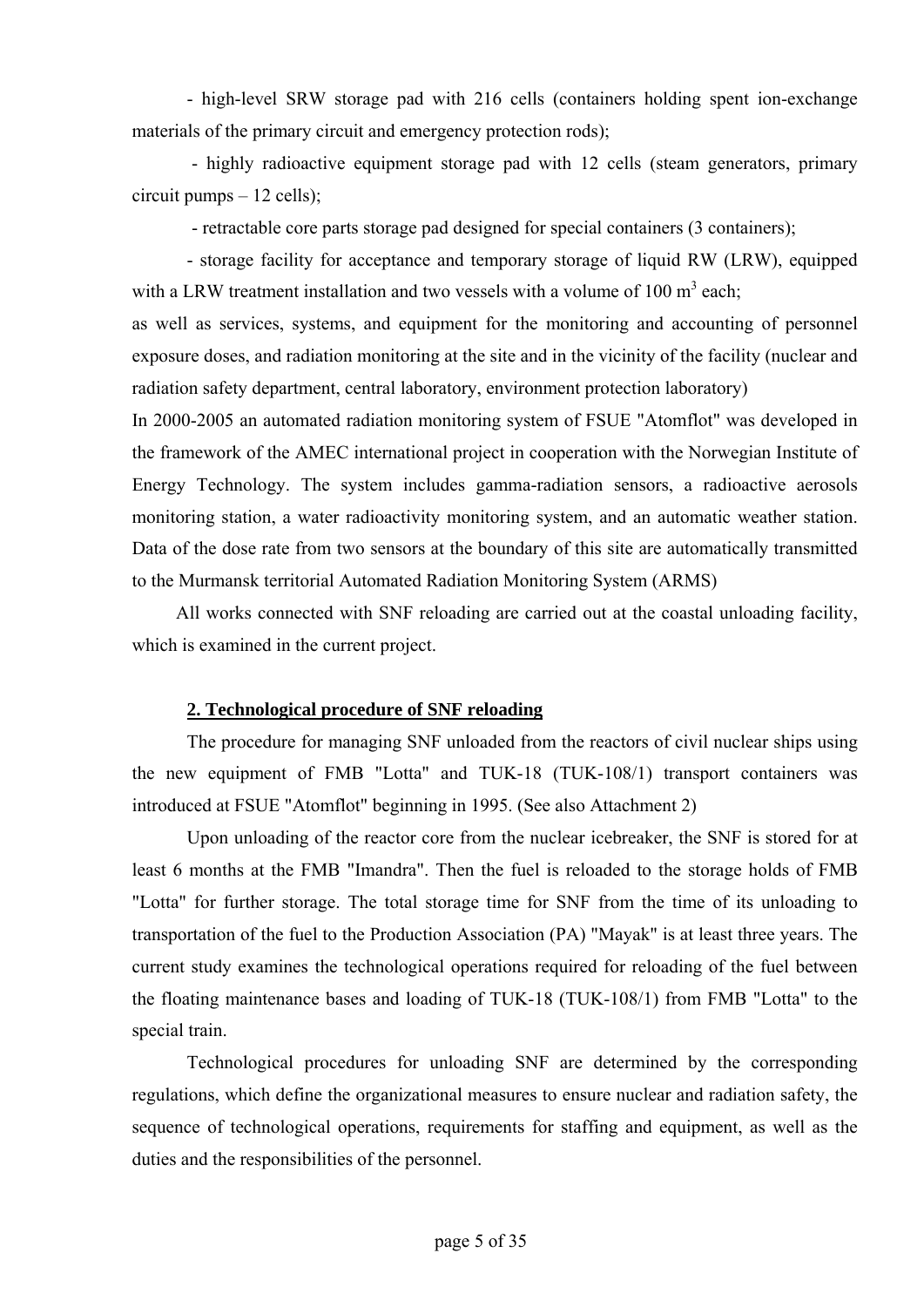- high-level SRW storage pad with 216 cells (containers holding spent ion-exchange materials of the primary circuit and emergency protection rods);

- highly radioactive equipment storage pad with 12 cells (steam generators, primary circuit pumps – 12 cells);

- retractable core parts storage pad designed for special containers (3 containers);

- storage facility for acceptance and temporary storage of liquid RW (LRW), equipped with a LRW treatment installation and two vessels with a volume of 100 $m^3$ each;

as well as services, systems, and equipment for the monitoring and accounting of personnel exposure doses, and radiation monitoring at the site and in the vicinity of the facility (nuclear and radiation safety department, central laboratory, environment protection laboratory)

In 2000-2005 an automated radiation monitoring system of FSUE "Atomflot" was developed in the framework of the AMEC international project in cooperation with the Norwegian Institute of Energy Technology. The system includes gamma-radiation sensors, a radioactive aerosols monitoring station, a water radioactivity monitoring system, and an automatic weather station. Data of the dose rate from two sensors at the boundary of this site are automatically transmitted to the Murmansk territorial Automated Radiation Monitoring System (ARMS)

All works connected with SNF reloading are carried out at the coastal unloading facility, which is examined in the current project.

## 2. Technological procedure of SNF reloading

The procedure for managing SNF unloaded from the reactors of civil nuclear ships using the new equipment of FMB "Lotta" and TUK-18 (TUK-108/1) transport containers was introduced at FSUE "Atomflot" beginning in 1995. (See also Attachment 2)

Upon unloading of the reactor core from the nuclear icebreaker, the SNF is stored for at least 6 months at the FMB "Imandra". Then the fuel is reloaded to the storage holds of FMB "Lotta" for further storage. The total storage time for SNF from the time of its unloading to transportation of the fuel to the Production Association (PA) "Mayak" is at least three years. The current study examines the technological operations required for reloading of the fuel between the floating maintenance bases and loading of TUK-18 (TUK-108/1) from FMB "Lotta" to the special train.

Technological procedures for unloading SNF are determined by the corresponding regulations, which define the organizational measures to ensure nuclear and radiation safety, the sequence of technological operations, requirements for staffing and equipment, as well as the duties and the responsibilities of the personnel.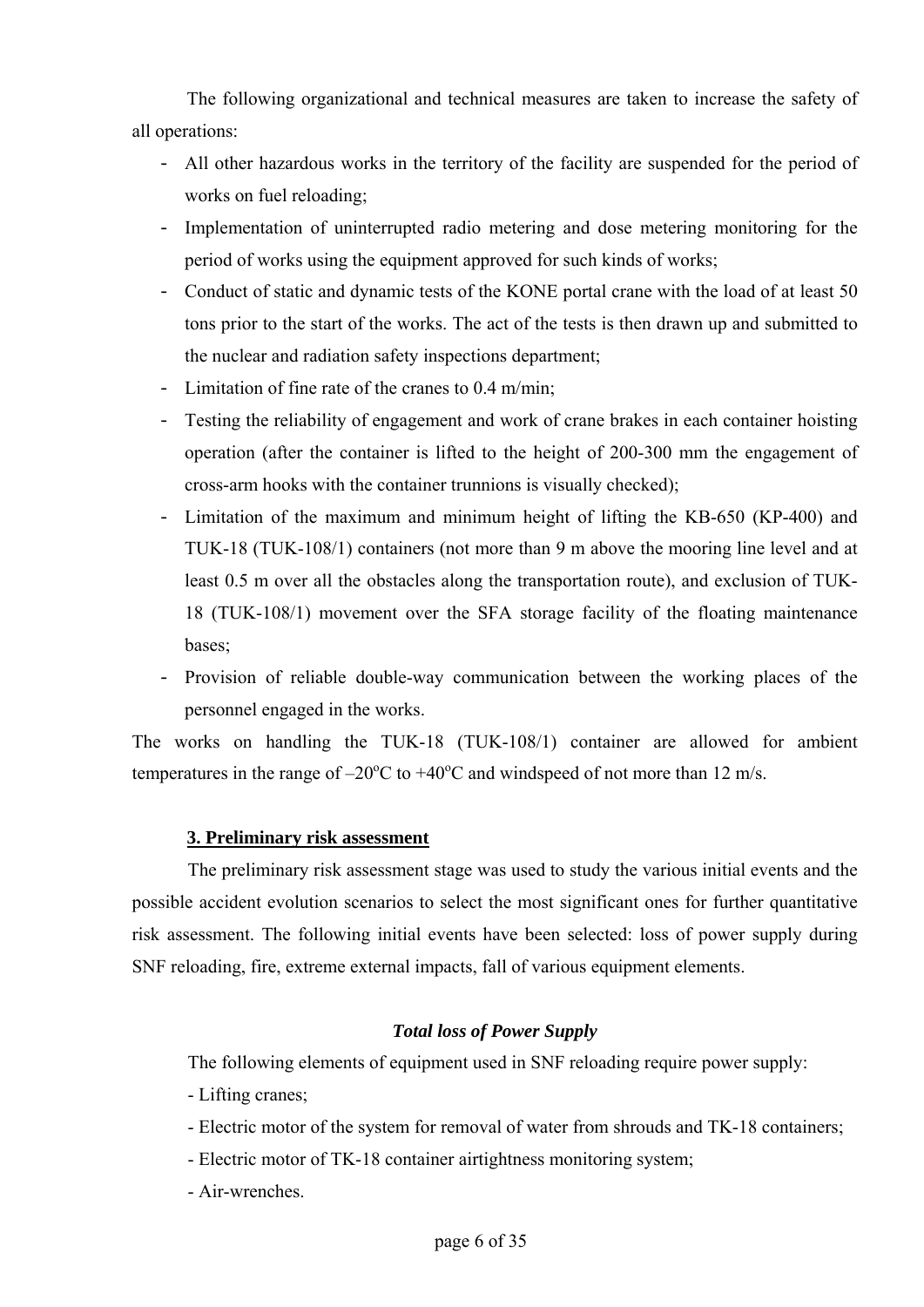The following organizational and technical measures are taken to increase the safety of all operations:

- All other hazardous works in the territory of the facility are suspended for the period of works on fuel reloading;
- Implementation of uninterrupted radio metering and dose metering monitoring for the period of works using the equipment approved for such kinds of works;
- Conduct of static and dynamic tests of the KONE portal crane with the load of at least 50 tons prior to the start of the works. The act of the tests is then drawn up and submitted to the nuclear and radiation safety inspections department;
- Limitation of fine rate of the cranes to 0.4 m/min;
- Testing the reliability of engagement and work of crane brakes in each container hoisting operation (after the container is lifted to the height of 200-300 mm the engagement of cross-arm hooks with the container trunnions is visually checked);
- Limitation of the maximum and minimum height of lifting the KB-650 (KP-400) and TUK-18 (TUK-108/1) containers (not more than 9 m above the mooring line level and at least 0.5 m over all the obstacles along the transportation route), and exclusion of TUK-18 (TUK-108/1) movement over the SFA storage facility of the floating maintenance bases;
- Provision of reliable double-way communication between the working places of the personnel engaged in the works.

The works on handling the TUK-18 (TUK-108/1) container are allowed for ambient temperatures in the range of –20°C to +40°C and windspeed of not more than 12 m/s.

## 3. Preliminary risk assessment

The preliminary risk assessment stage was used to study the various initial events and the possible accident evolution scenarios to select the most significant ones for further quantitative risk assessment. The following initial events have been selected: loss of power supply during SNF reloading, fire, extreme external impacts, fall of various equipment elements.

### *Total loss of Power Supply*

The following elements of equipment used in SNF reloading require power supply:

- Lifting cranes;
- Electric motor of the system for removal of water from shrouds and TK-18 containers;
- Electric motor of TK-18 container airtightness monitoring system;
- Air-wrenches.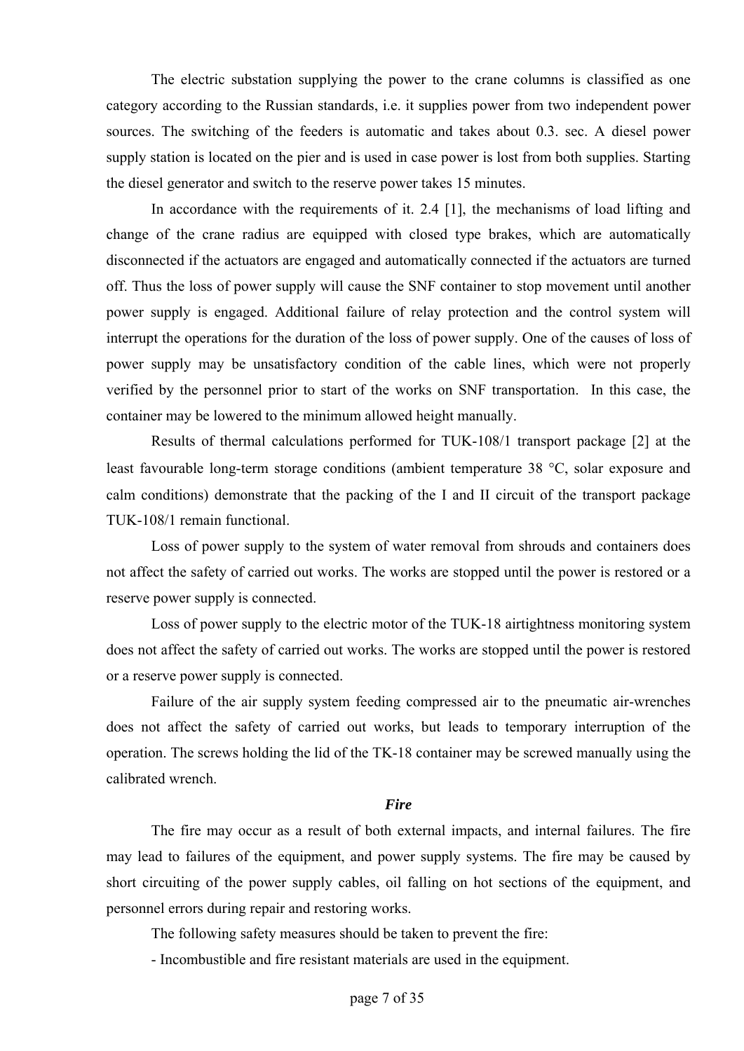The electric substation supplying the power to the crane columns is classified as one category according to the Russian standards, i.e. it supplies power from two independent power sources. The switching of the feeders is automatic and takes about 0.3. sec. A diesel power supply station is located on the pier and is used in case power is lost from both supplies. Starting the diesel generator and switch to the reserve power takes 15 minutes.

In accordance with the requirements of it. 2.4 [1], the mechanisms of load lifting and change of the crane radius are equipped with closed type brakes, which are automatically disconnected if the actuators are engaged and automatically connected if the actuators are turned off. Thus the loss of power supply will cause the SNF container to stop movement until another power supply is engaged. Additional failure of relay protection and the control system will interrupt the operations for the duration of the loss of power supply. One of the causes of loss of power supply may be unsatisfactory condition of the cable lines, which were not properly verified by the personnel prior to start of the works on SNF transportation. In this case, the container may be lowered to the minimum allowed height manually.

Results of thermal calculations performed for TUK-108/1 transport package [2] at the least favourable long-term storage conditions (ambient temperature 38 °C, solar exposure and calm conditions) demonstrate that the packing of the I and II circuit of the transport package TUK-108/1 remain functional.

Loss of power supply to the system of water removal from shrouds and containers does not affect the safety of carried out works. The works are stopped until the power is restored or a reserve power supply is connected.

Loss of power supply to the electric motor of the TUK-18 airtightness monitoring system does not affect the safety of carried out works. The works are stopped until the power is restored or a reserve power supply is connected.

Failure of the air supply system feeding compressed air to the pneumatic air-wrenches does not affect the safety of carried out works, but leads to temporary interruption of the operation. The screws holding the lid of the TK-18 container may be screwed manually using the calibrated wrench.

***Fire***

The fire may occur as a result of both external impacts, and internal failures. The fire may lead to failures of the equipment, and power supply systems. The fire may be caused by short circuiting of the power supply cables, oil falling on hot sections of the equipment, and personnel errors during repair and restoring works.

The following safety measures should be taken to prevent the fire:

- Incombustible and fire resistant materials are used in the equipment.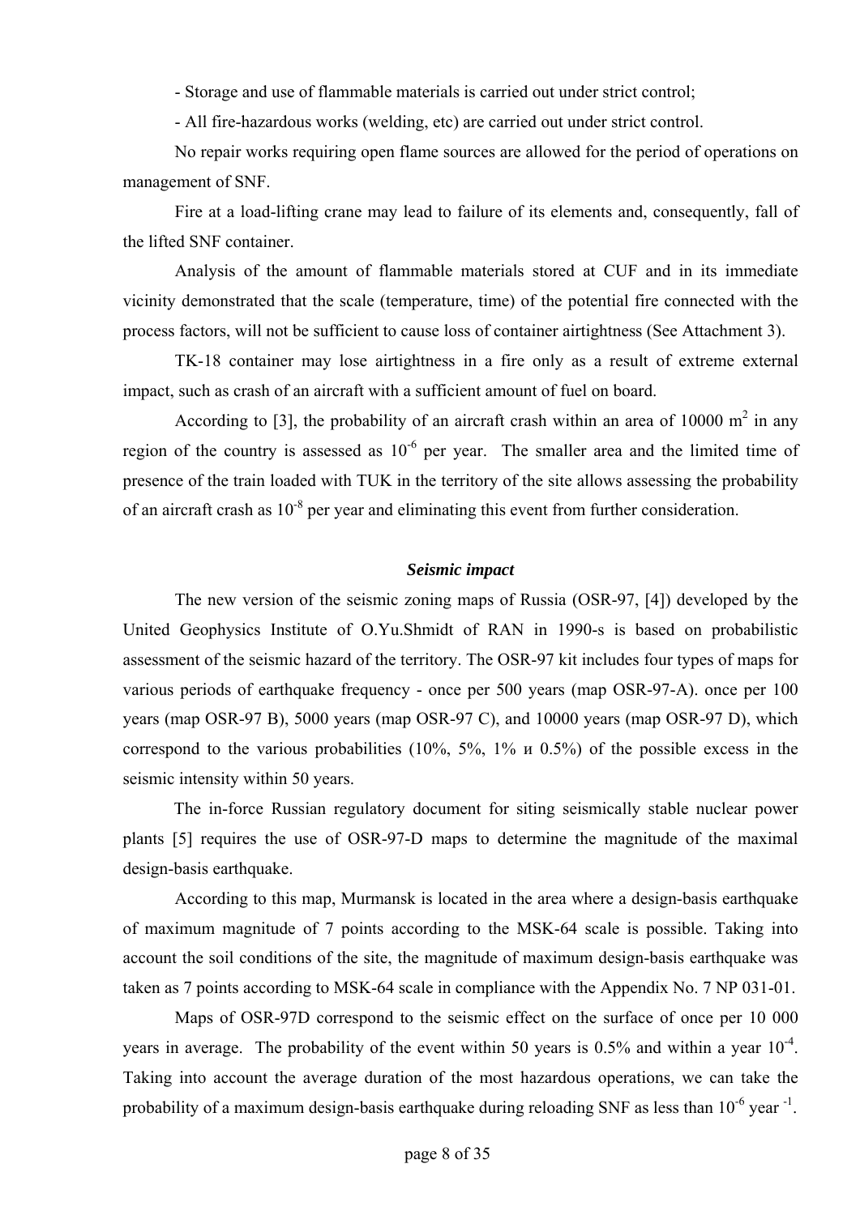- Storage and use of flammable materials is carried out under strict control;

- All fire-hazardous works (welding, etc) are carried out under strict control.

No repair works requiring open flame sources are allowed for the period of operations on management of SNF.

Fire at a load-lifting crane may lead to failure of its elements and, consequently, fall of the lifted SNF container.

Analysis of the amount of flammable materials stored at CUF and in its immediate vicinity demonstrated that the scale (temperature, time) of the potential fire connected with the process factors, will not be sufficient to cause loss of container airtightness (See Attachment 3).

TK-18 container may lose airtightness in a fire only as a result of extreme external impact, such as crash of an aircraft with a sufficient amount of fuel on board.

According to [3], the probability of an aircraft crash within an area of 10000 $m^2$ in any region of the country is assessed as $10^{-6}$ per year. The smaller area and the limited time of presence of the train loaded with TUK in the territory of the site allows assessing the probability of an aircraft crash as $10^{-8}$ per year and eliminating this event from further consideration.

### *Seismic impact*

The new version of the seismic zoning maps of Russia (OSR-97, [4]) developed by the United Geophysics Institute of O.Yu.Shmidt of RAN in 1990-s is based on probabilistic assessment of the seismic hazard of the territory. The OSR-97 kit includes four types of maps for various periods of earthquake frequency - once per 500 years (map OSR-97-A). once per 100 years (map OSR-97 B), 5000 years (map OSR-97 C), and 10000 years (map OSR-97 D), which correspond to the various probabilities (10%, 5%, 1% и 0.5%) of the possible excess in the seismic intensity within 50 years.

The in-force Russian regulatory document for siting seismically stable nuclear power plants [5] requires the use of OSR-97-D maps to determine the magnitude of the maximal design-basis earthquake.

According to this map, Murmansk is located in the area where a design-basis earthquake of maximum magnitude of 7 points according to the MSK-64 scale is possible. Taking into account the soil conditions of the site, the magnitude of maximum design-basis earthquake was taken as 7 points according to MSK-64 scale in compliance with the Appendix No. 7 NP 031-01.

Maps of OSR-97D correspond to the seismic effect on the surface of once per 10 000 years in average. The probability of the event within 50 years is 0.5% and within a year $10^{-4}$. Taking into account the average duration of the most hazardous operations, we can take the probability of a maximum design-basis earthquake during reloading SNF as less than $10^{-6}$ year $^{-1}$.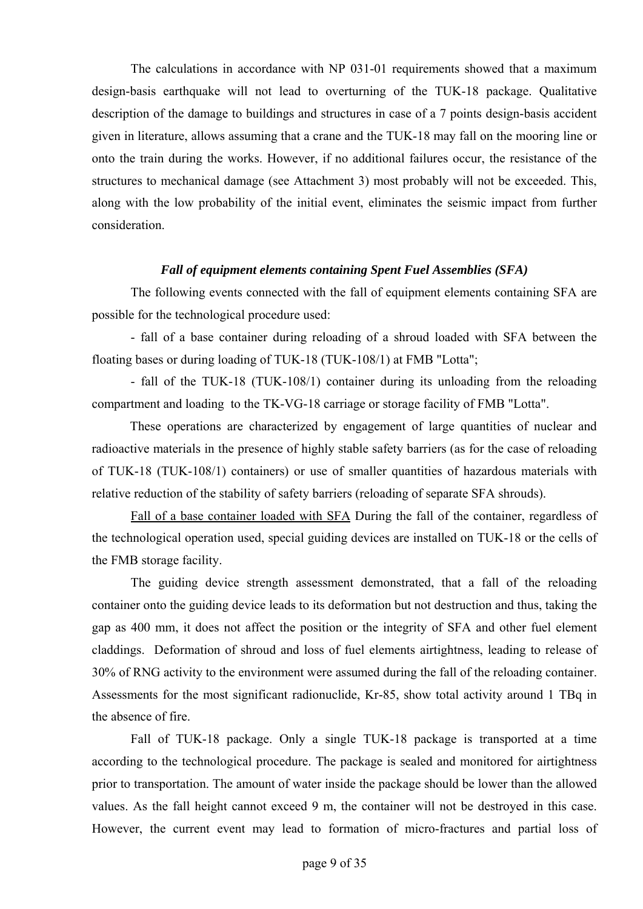The calculations in accordance with NP 031-01 requirements showed that a maximum design-basis earthquake will not lead to overturning of the TUK-18 package. Qualitative description of the damage to buildings and structures in case of a 7 points design-basis accident given in literature, allows assuming that a crane and the TUK-18 may fall on the mooring line or onto the train during the works. However, if no additional failures occur, the resistance of the structures to mechanical damage (see Attachment 3) most probably will not be exceeded. This, along with the low probability of the initial event, eliminates the seismic impact from further consideration.

### *Fall of equipment elements containing Spent Fuel Assemblies (SFA)*

The following events connected with the fall of equipment elements containing SFA are possible for the technological procedure used:

- fall of a base container during reloading of a shroud loaded with SFA between the floating bases or during loading of TUK-18 (TUK-108/1) at FMB "Lotta";

- fall of the TUK-18 (TUK-108/1) container during its unloading from the reloading compartment and loading to the TK-VG-18 carriage or storage facility of FMB "Lotta".

These operations are characterized by engagement of large quantities of nuclear and radioactive materials in the presence of highly stable safety barriers (as for the case of reloading of TUK-18 (TUK-108/1) containers) or use of smaller quantities of hazardous materials with relative reduction of the stability of safety barriers (reloading of separate SFA shrouds).

<u>Fall of a base container loaded with SFA</u> During the fall of the container, regardless of the technological operation used, special guiding devices are installed on TUK-18 or the cells of the FMB storage facility.

The guiding device strength assessment demonstrated, that a fall of the reloading container onto the guiding device leads to its deformation but not destruction and thus, taking the gap as 400 mm, it does not affect the position or the integrity of SFA and other fuel element claddings. Deformation of shroud and loss of fuel elements airtightness, leading to release of 30% of RNG activity to the environment were assumed during the fall of the reloading container. Assessments for the most significant radionuclide, Kr-85, show total activity around 1 TBq in the absence of fire.

Fall of TUK-18 package. Only a single TUK-18 package is transported at a time according to the technological procedure. The package is sealed and monitored for airtightness prior to transportation. The amount of water inside the package should be lower than the allowed values. As the fall height cannot exceed 9 m, the container will not be destroyed in this case. However, the current event may lead to formation of micro-fractures and partial loss of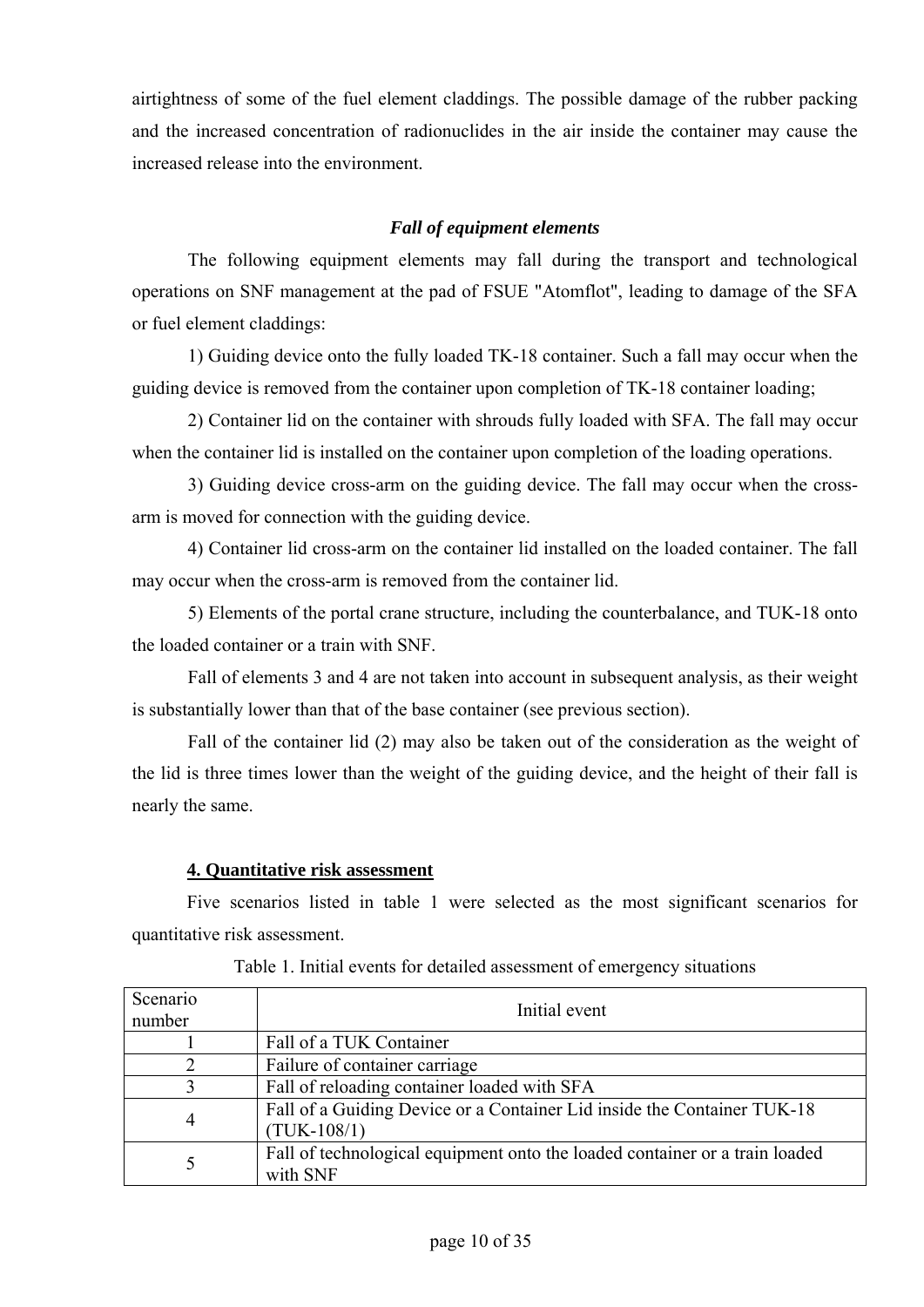airtightness of some of the fuel element claddings. The possible damage of the rubber packing and the increased concentration of radionuclides in the air inside the container may cause the increased release into the environment.

### ***Fall of equipment elements***

The following equipment elements may fall during the transport and technological operations on SNF management at the pad of FSUE "Atomflot", leading to damage of the SFA or fuel element claddings:

1) Guiding device onto the fully loaded TK-18 container. Such a fall may occur when the guiding device is removed from the container upon completion of TK-18 container loading;

2) Container lid on the container with shrouds fully loaded with SFA. The fall may occur when the container lid is installed on the container upon completion of the loading operations.

3) Guiding device cross-arm on the guiding device. The fall may occur when the cross-arm is moved for connection with the guiding device.

4) Container lid cross-arm on the container lid installed on the loaded container. The fall may occur when the cross-arm is removed from the container lid.

5) Elements of the portal crane structure, including the counterbalance, and TUK-18 onto the loaded container or a train with SNF.

Fall of elements 3 and 4 are not taken into account in subsequent analysis, as their weight is substantially lower than that of the base container (see previous section).

Fall of the container lid (2) may also be taken out of the consideration as the weight of the lid is three times lower than the weight of the guiding device, and the height of their fall is nearly the same.

## **4. Quantitative risk assessment**

Five scenarios listed in table 1 were selected as the most significant scenarios for quantitative risk assessment.

Table 1. Initial events for detailed assessment of emergency situations

| Scenario number | Initial event |
|---|---|
| 1 | Fall of a TUK Container |
| 2 | Failure of container carriage |
| 3 | Fall of reloading container loaded with SFA |
| 4 | Fall of a Guiding Device or a Container Lid inside the Container TUK-18 (TUK-108/1) |
| 5 | Fall of technological equipment onto the loaded container or a train loaded with SNF |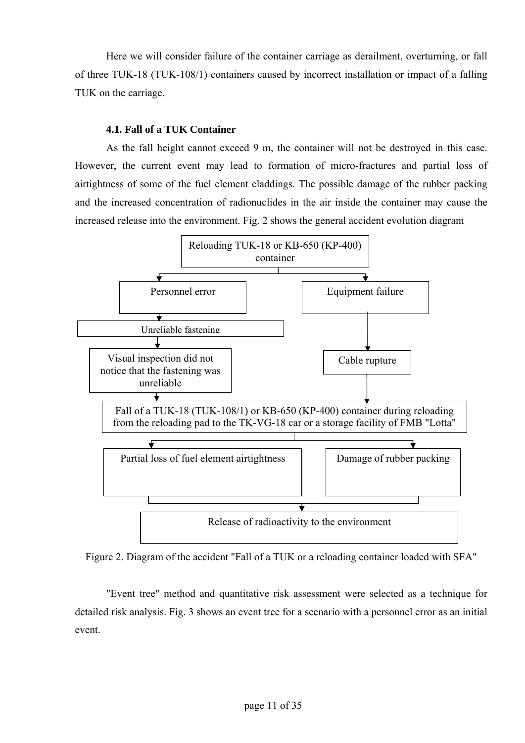Here we will consider failure of the container carriage as derailment, overturning, or fall of three TUK-18 (TUK-108/1) containers caused by incorrect installation or impact of a falling TUK on the carriage.

#### 4.1. Fall of a TUK Container

As the fall height cannot exceed 9 m, the container will not be destroyed in this case. However, the current event may lead to formation of micro-fractures and partial loss of airtightness of some of the fuel element claddings. The possible damage of the rubber packing and the increased concentration of radionuclides in the air inside the container may cause the increased release into the environment. Fig. 2 shows the general accident evolution diagram

Reloading TUK-18 or KB-650 (KP-400) container

Personnel error

Equipment failure

Unreliable fastening

Visual inspection did not notice that the fastening was unreliable

Cable rupture

Fall of a TUK-18 (TUK-108/1) or KB-650 (KP-400) container during reloading from the reloading pad to the TK-VG-18 car or a storage facility of FMB "Lotta"

Partial loss of fuel element airtightness

Damage of rubber packing

Release of radioactivity to the environment

Figure 2. Diagram of the accident "Fall of a TUK or a reloading container loaded with SFA"

"Event tree" method and quantitative risk assessment were selected as a technique for detailed risk analysis. Fig. 3 shows an event tree for a scenario with a personnel error as an initial event.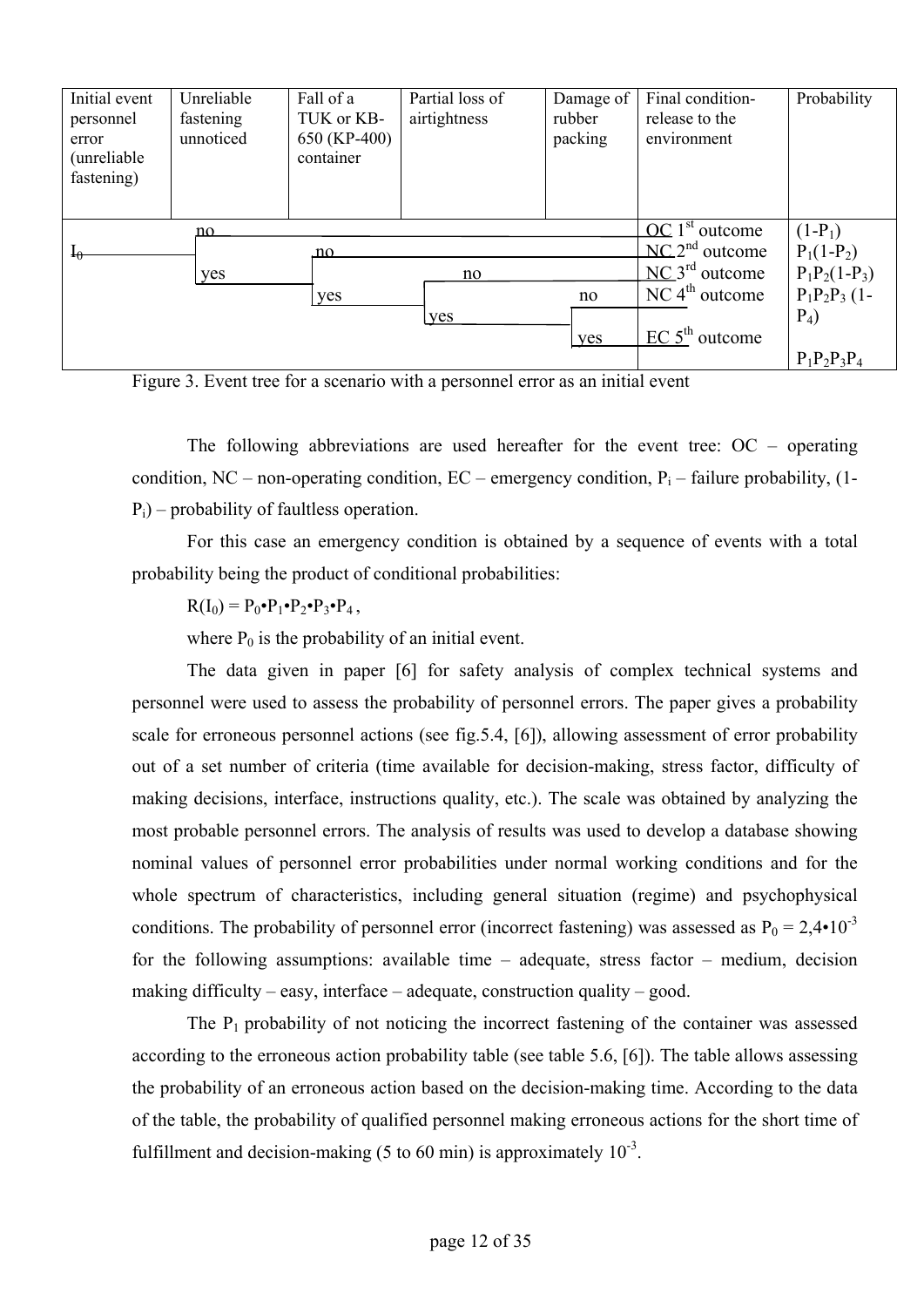| Initial event personnel error (unreliable fastening) | Unreliable fastening unnoticed | Fall of a TUK or KB-650 (KP-400) container | Partial loss of airtightness | Damage of rubber packing | Final condition-release to the environment | Probability |
|---|---|---|---|---|---|---|
| $I_0$ | no | | | | OC 1[st] outcome | $(1-P_1)$ |
| | yes | no | | | NC 2[nd] outcome | $P_1(1-P_2)$ |
| | | yes | no | | NC 3[rd] outcome | $P_1P_2(1-P_3)$ |
| | | | yes | no | NC 4[th] outcome | $P_1P_2P_3(1-P_4)$ |
| | | | | yes | EC 5[th] outcome | $P_1P_2P_3P_4$ |

Figure 3. Event tree for a scenario with a personnel error as an initial event

The following abbreviations are used hereafter for the event tree: OC – operating condition, NC – non-operating condition, EC – emergency condition, $P_i$ – failure probability, $(1-P_i)$ – probability of faultless operation.

For this case an emergency condition is obtained by a sequence of events with a total probability being the product of conditional probabilities:

$R(I_0) = P_0 \cdot P_1 \cdot P_2 \cdot P_3 \cdot P_4$,

where $P_0$ is the probability of an initial event.

The data given in paper [6] for safety analysis of complex technical systems and personnel were used to assess the probability of personnel errors. The paper gives a probability scale for erroneous personnel actions (see fig.5.4, [6]), allowing assessment of error probability out of a set number of criteria (time available for decision-making, stress factor, difficulty of making decisions, interface, instructions quality, etc.). The scale was obtained by analyzing the most probable personnel errors. The analysis of results was used to develop a database showing nominal values of personnel error probabilities under normal working conditions and for the whole spectrum of characteristics, including general situation (regime) and psychophysical conditions. The probability of personnel error (incorrect fastening) was assessed as $P_0 = 2{,}4 \cdot 10^{-3}$ for the following assumptions: available time – adequate, stress factor – medium, decision making difficulty – easy, interface – adequate, construction quality – good.

The $P_1$ probability of not noticing the incorrect fastening of the container was assessed according to the erroneous action probability table (see table 5.6, [6]). The table allows assessing the probability of an erroneous action based on the decision-making time. According to the data of the table, the probability of qualified personnel making erroneous actions for the short time of fulfillment and decision-making (5 to 60 min) is approximately $10^{-3}$.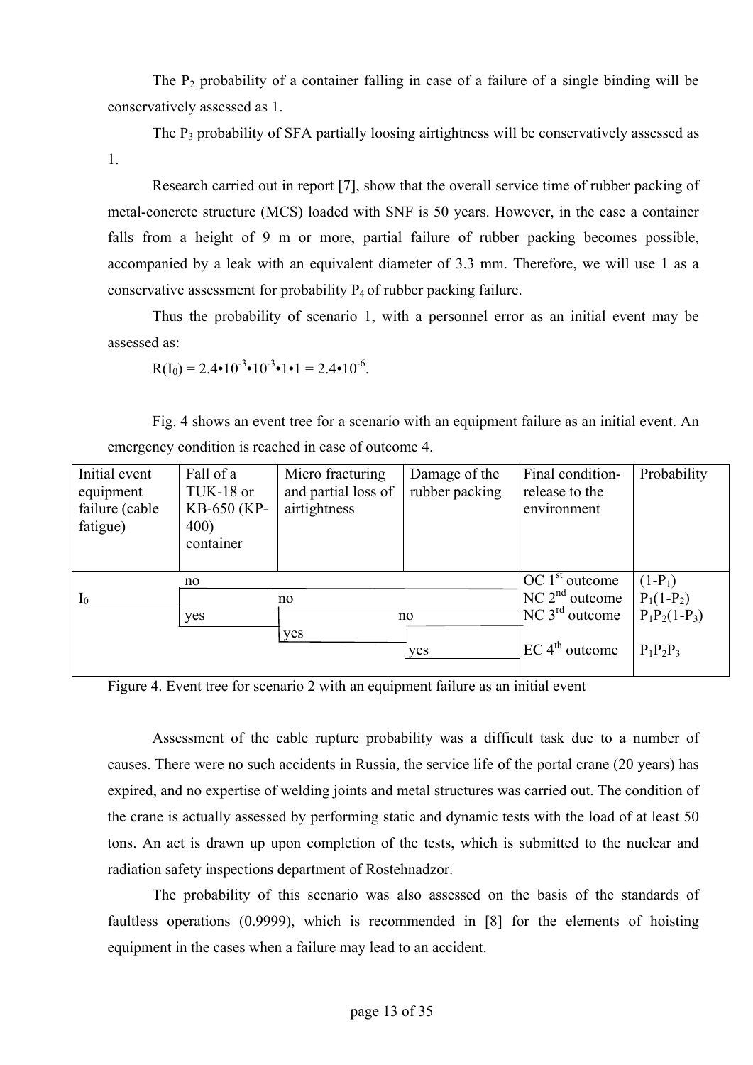The $P_2$ probability of a container falling in case of a failure of a single binding will be conservatively assessed as 1.

The $P_3$ probability of SFA partially loosing airtightness will be conservatively assessed as 1.

Research carried out in report [7], show that the overall service time of rubber packing of metal-concrete structure (MCS) loaded with SNF is 50 years. However, in the case a container falls from a height of 9 m or more, partial failure of rubber packing becomes possible, accompanied by a leak with an equivalent diameter of 3.3 mm. Therefore, we will use 1 as a conservative assessment for probability $P_4$ of rubber packing failure.

Thus the probability of scenario 1, with a personnel error as an initial event may be assessed as:

$R(I_0) = 2.4 \cdot 10^{-3} \cdot 10^{-3} \cdot 1 \cdot 1 = 2.4 \cdot 10^{-6}$.

Fig. 4 shows an event tree for a scenario with an equipment failure as an initial event. An emergency condition is reached in case of outcome 4.

| Initial event equipment failure (cable fatigue) | Fall of a TUK-18 or KB-650 (KP-400) container | Micro fracturing and partial loss of airtightness | Damage of the rubber packing | Final condition-release to the environment | Probability |
|---|---|---|---|---|---|
| | no | | | OC 1[st] outcome | $(1-P_1)$ |
| $I_0$ | | no | | NC 2[nd] outcome | $P_1(1-P_2)$ |
| | yes | | no | NC 3[rd] outcome | $P_1P_2(1-P_3)$ |
| | | yes | | | |
| | | | yes | EC 4[th] outcome | $P_1P_2P_3$ |

Figure 4. Event tree for scenario 2 with an equipment failure as an initial event

Assessment of the cable rupture probability was a difficult task due to a number of causes. There were no such accidents in Russia, the service life of the portal crane (20 years) has expired, and no expertise of welding joints and metal structures was carried out. The condition of the crane is actually assessed by performing static and dynamic tests with the load of at least 50 tons. An act is drawn up upon completion of the tests, which is submitted to the nuclear and radiation safety inspections department of Rostehnadzor.

The probability of this scenario was also assessed on the basis of the standards of faultless operations (0.9999), which is recommended in [8] for the elements of hoisting equipment in the cases when a failure may lead to an accident.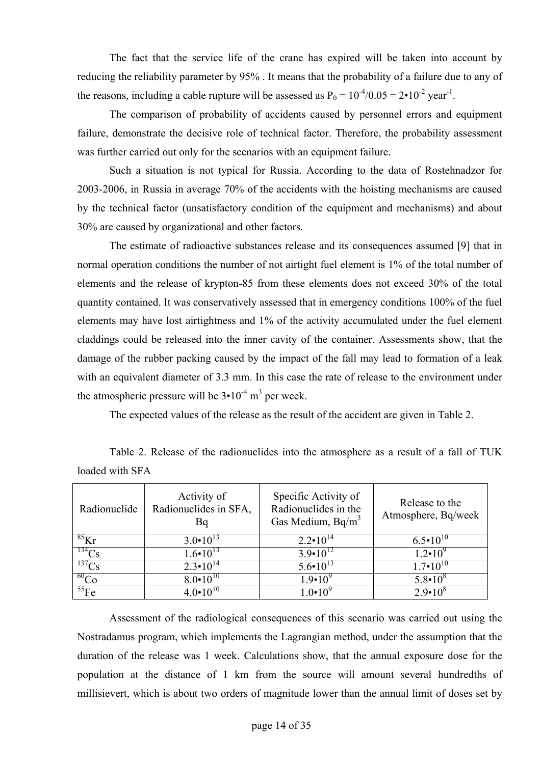The fact that the service life of the crane has expired will be taken into account by reducing the reliability parameter by 95% . It means that the probability of a failure due to any of the reasons, including a cable rupture will be assessed as $P_0 = 10^{-4}/0.05 = 2 \cdot 10^{-2}$ year$^{-1}$.

The comparison of probability of accidents caused by personnel errors and equipment failure, demonstrate the decisive role of technical factor. Therefore, the probability assessment was further carried out only for the scenarios with an equipment failure.

Such a situation is not typical for Russia. According to the data of Rostehnadzor for 2003-2006, in Russia in average 70% of the accidents with the hoisting mechanisms are caused by the technical factor (unsatisfactory condition of the equipment and mechanisms) and about 30% are caused by organizational and other factors.

The estimate of radioactive substances release and its consequences assumed [9] that in normal operation conditions the number of not airtight fuel element is 1% of the total number of elements and the release of krypton-85 from these elements does not exceed 30% of the total quantity contained. It was conservatively assessed that in emergency conditions 100% of the fuel elements may have lost airtightness and 1% of the activity accumulated under the fuel element claddings could be released into the inner cavity of the container. Assessments show, that the damage of the rubber packing caused by the impact of the fall may lead to formation of a leak with an equivalent diameter of 3.3 mm. In this case the rate of release to the environment under the atmospheric pressure will be $3 \cdot 10^{-4}$ m$^3$ per week.

The expected values of the release as the result of the accident are given in Table 2.

Table 2. Release of the radionuclides into the atmosphere as a result of a fall of TUK loaded with SFA

| Radionuclide | Activity of Radionuclides in SFA, Bq | Specific Activity of Radionuclides in the Gas Medium, Bq/m$^3$ | Release to the Atmosphere, Bq/week |
|---|---|---|---|
| $^{85}$Kr | $3.0 \cdot 10^{13}$ | $2.2 \cdot 10^{14}$ | $6.5 \cdot 10^{10}$ |
| $^{134}$Cs | $1.6 \cdot 10^{13}$ | $3.9 \cdot 10^{12}$ | $1.2 \cdot 10^{9}$ |
| $^{137}$Cs | $2.3 \cdot 10^{14}$ | $5.6 \cdot 10^{13}$ | $1.7 \cdot 10^{10}$ |
| $^{60}$Co | $8.0 \cdot 10^{10}$ | $1.9 \cdot 10^{9}$ | $5.8 \cdot 10^{8}$ |
| $^{55}$Fe | $4.0 \cdot 10^{10}$ | $1.0 \cdot 10^{9}$ | $2.9 \cdot 10^{8}$ |

Assessment of the radiological consequences of this scenario was carried out using the Nostradamus program, which implements the Lagrangian method, under the assumption that the duration of the release was 1 week. Calculations show, that the annual exposure dose for the population at the distance of 1 km from the source will amount several hundredths of millisievert, which is about two orders of magnitude lower than the annual limit of doses set by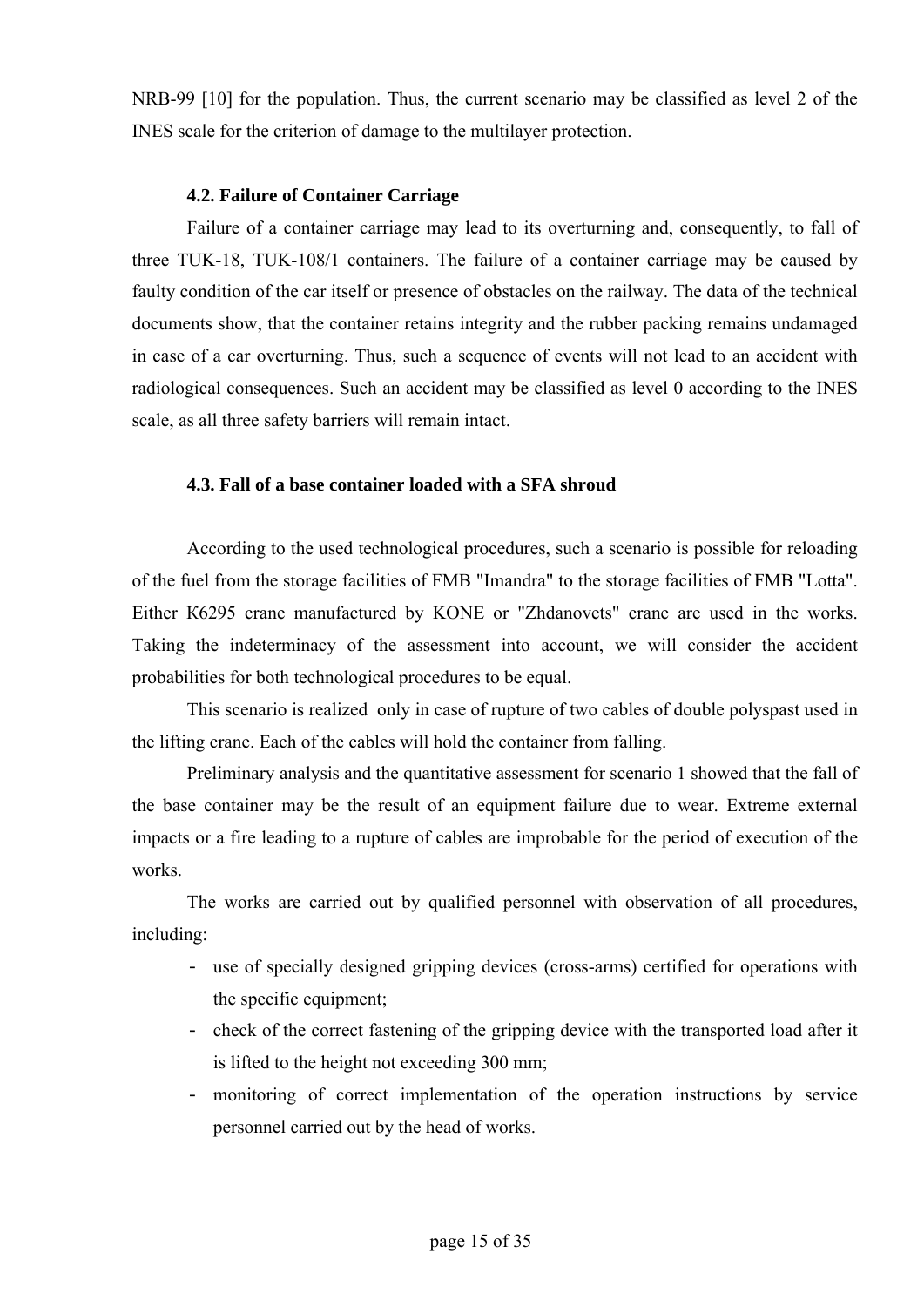NRB-99 [10] for the population. Thus, the current scenario may be classified as level 2 of the INES scale for the criterion of damage to the multilayer protection.

### 4.2. Failure of Container Carriage

Failure of a container carriage may lead to its overturning and, consequently, to fall of three TUK-18, TUK-108/1 containers. The failure of a container carriage may be caused by faulty condition of the car itself or presence of obstacles on the railway. The data of the technical documents show, that the container retains integrity and the rubber packing remains undamaged in case of a car overturning. Thus, such a sequence of events will not lead to an accident with radiological consequences. Such an accident may be classified as level 0 according to the INES scale, as all three safety barriers will remain intact.

### 4.3. Fall of a base container loaded with a SFA shroud

According to the used technological procedures, such a scenario is possible for reloading of the fuel from the storage facilities of FMB "Imandra" to the storage facilities of FMB "Lotta". Either K6295 crane manufactured by KONE or "Zhdanovets" crane are used in the works. Taking the indeterminacy of the assessment into account, we will consider the accident probabilities for both technological procedures to be equal.

This scenario is realized only in case of rupture of two cables of double polyspast used in the lifting crane. Each of the cables will hold the container from falling.

Preliminary analysis and the quantitative assessment for scenario 1 showed that the fall of the base container may be the result of an equipment failure due to wear. Extreme external impacts or a fire leading to a rupture of cables are improbable for the period of execution of the works.

The works are carried out by qualified personnel with observation of all procedures, including:

- use of specially designed gripping devices (cross-arms) certified for operations with the specific equipment;
- check of the correct fastening of the gripping device with the transported load after it is lifted to the height not exceeding 300 mm;
- monitoring of correct implementation of the operation instructions by service personnel carried out by the head of works.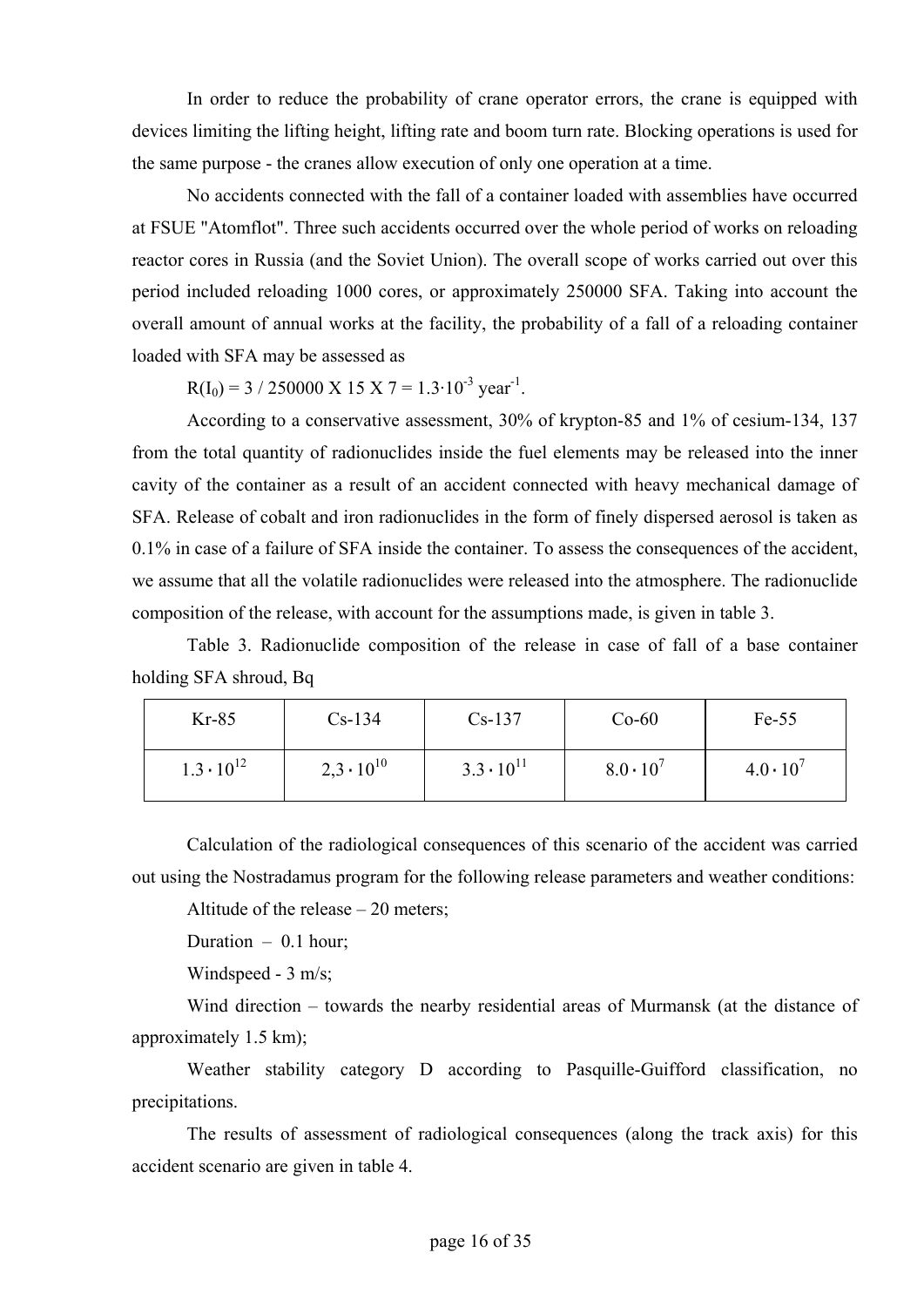In order to reduce the probability of crane operator errors, the crane is equipped with devices limiting the lifting height, lifting rate and boom turn rate. Blocking operations is used for the same purpose - the cranes allow execution of only one operation at a time.

No accidents connected with the fall of a container loaded with assemblies have occurred at FSUE "Atomflot". Three such accidents occurred over the whole period of works on reloading reactor cores in Russia (and the Soviet Union). The overall scope of works carried out over this period included reloading 1000 cores, or approximately 250000 SFA. Taking into account the overall amount of annual works at the facility, the probability of a fall of a reloading container loaded with SFA may be assessed as

$R(I_0) = 3 / 250000 \text{ X } 15 \text{ X } 7 = 1.3 \cdot 10^{-3} \text{ year}^{-1}$.

According to a conservative assessment, 30% of krypton-85 and 1% of cesium-134, 137 from the total quantity of radionuclides inside the fuel elements may be released into the inner cavity of the container as a result of an accident connected with heavy mechanical damage of SFA. Release of cobalt and iron radionuclides in the form of finely dispersed aerosol is taken as 0.1% in case of a failure of SFA inside the container. To assess the consequences of the accident, we assume that all the volatile radionuclides were released into the atmosphere. The radionuclide composition of the release, with account for the assumptions made, is given in table 3.

Table 3. Radionuclide composition of the release in case of fall of a base container holding SFA shroud, Bq

| Kr-85 | Cs-134 | Cs-137 | Co-60 | Fe-55 |
|---|---|---|---|---|
| $1.3 \cdot 10^{12}$ | $2,3 \cdot 10^{10}$ | $3.3 \cdot 10^{11}$ | $8.0 \cdot 10^{7}$ | $4.0 \cdot 10^{7}$ |

Calculation of the radiological consequences of this scenario of the accident was carried out using the Nostradamus program for the following release parameters and weather conditions:

Altitude of the release – 20 meters;

Duration – 0.1 hour;

Windspeed - 3 m/s;

Wind direction – towards the nearby residential areas of Murmansk (at the distance of approximately 1.5 km);

Weather stability category D according to Pasquille-Guifford classification, no precipitations.

The results of assessment of radiological consequences (along the track axis) for this accident scenario are given in table 4.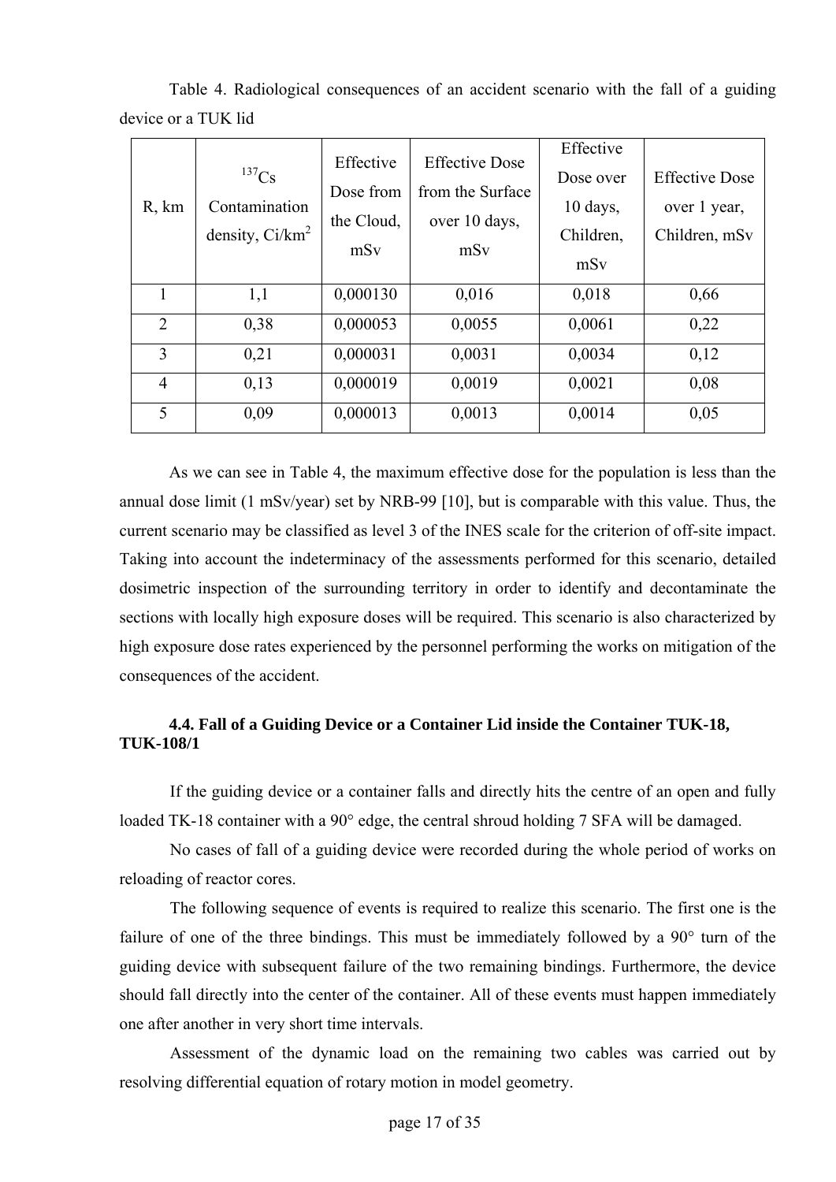Table 4. Radiological consequences of an accident scenario with the fall of a guiding device or a TUK lid

| R, km | $^{137}$Cs Contamination density, Ci/km$^2$ | Effective Dose from the Cloud, mSv | Effective Dose from the Surface over 10 days, mSv | Effective Dose over 10 days, Children, mSv | Effective Dose over 1 year, Children, mSv |
|---|---|---|---|---|---|
| 1 | 1,1 | 0,000130 | 0,016 | 0,018 | 0,66 |
| 2 | 0,38 | 0,000053 | 0,0055 | 0,0061 | 0,22 |
| 3 | 0,21 | 0,000031 | 0,0031 | 0,0034 | 0,12 |
| 4 | 0,13 | 0,000019 | 0,0019 | 0,0021 | 0,08 |
| 5 | 0,09 | 0,000013 | 0,0013 | 0,0014 | 0,05 |

As we can see in Table 4, the maximum effective dose for the population is less than the annual dose limit (1 mSv/year) set by NRB-99 [10], but is comparable with this value. Thus, the current scenario may be classified as level 3 of the INES scale for the criterion of off-site impact. Taking into account the indeterminacy of the assessments performed for this scenario, detailed dosimetric inspection of the surrounding territory in order to identify and decontaminate the sections with locally high exposure doses will be required. This scenario is also characterized by high exposure dose rates experienced by the personnel performing the works on mitigation of the consequences of the accident.

### 4.4. Fall of a Guiding Device or a Container Lid inside the Container TUK-18, TUK-108/1

If the guiding device or a container falls and directly hits the centre of an open and fully loaded TK-18 container with a 90° edge, the central shroud holding 7 SFA will be damaged.

No cases of fall of a guiding device were recorded during the whole period of works on reloading of reactor cores.

The following sequence of events is required to realize this scenario. The first one is the failure of one of the three bindings. This must be immediately followed by a 90° turn of the guiding device with subsequent failure of the two remaining bindings. Furthermore, the device should fall directly into the center of the container. All of these events must happen immediately one after another in very short time intervals.

Assessment of the dynamic load on the remaining two cables was carried out by resolving differential equation of rotary motion in model geometry.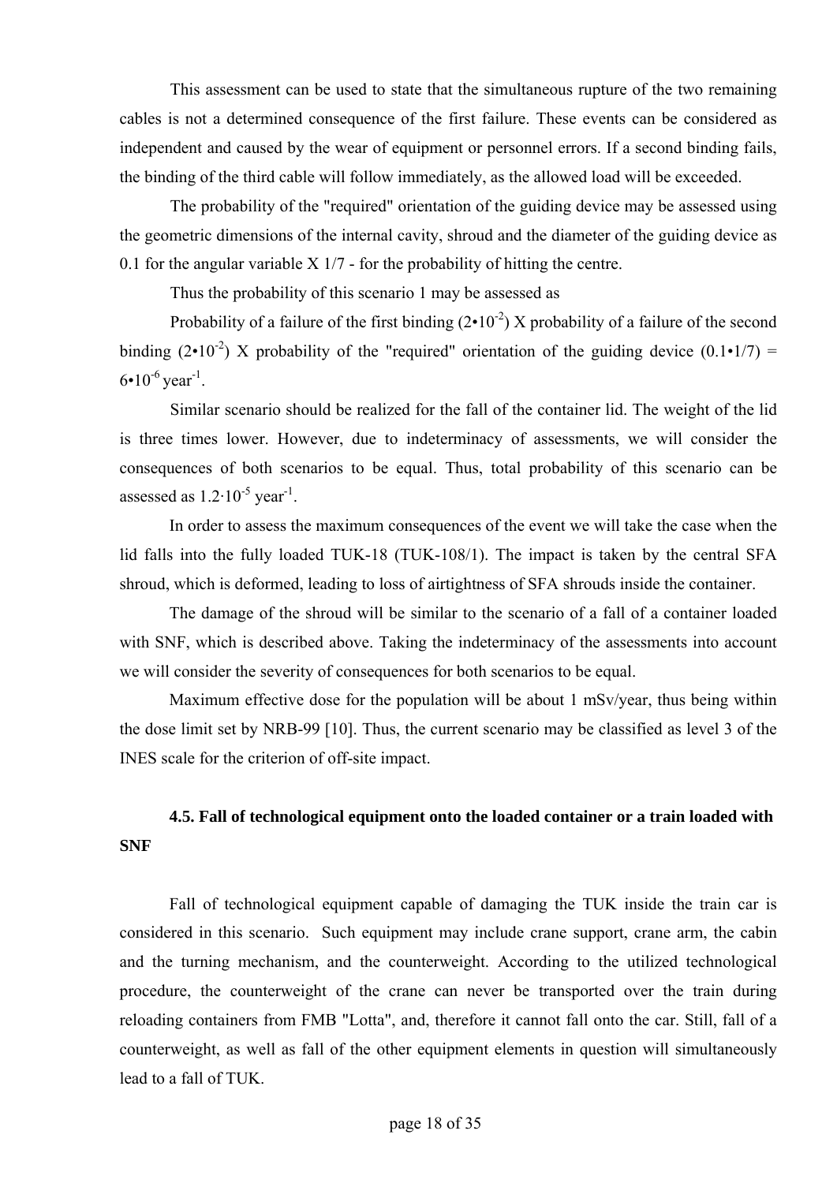This assessment can be used to state that the simultaneous rupture of the two remaining cables is not a determined consequence of the first failure. These events can be considered as independent and caused by the wear of equipment or personnel errors. If a second binding fails, the binding of the third cable will follow immediately, as the allowed load will be exceeded.

The probability of the "required" orientation of the guiding device may be assessed using the geometric dimensions of the internal cavity, shroud and the diameter of the guiding device as 0.1 for the angular variable X 1/7 - for the probability of hitting the centre.

Thus the probability of this scenario 1 may be assessed as

Probability of a failure of the first binding ($2 \cdot 10^{-2}$) X probability of a failure of the second binding ($2 \cdot 10^{-2}$) X probability of the "required" orientation of the guiding device ($0.1 \cdot 1/7$) = $6 \cdot 10^{-6}$ year$^{-1}$.

Similar scenario should be realized for the fall of the container lid. The weight of the lid is three times lower. However, due to indeterminacy of assessments, we will consider the consequences of both scenarios to be equal. Thus, total probability of this scenario can be assessed as $1.2 \cdot 10^{-5}$ year$^{-1}$.

In order to assess the maximum consequences of the event we will take the case when the lid falls into the fully loaded TUK-18 (TUK-108/1). The impact is taken by the central SFA shroud, which is deformed, leading to loss of airtightness of SFA shrouds inside the container.

The damage of the shroud will be similar to the scenario of a fall of a container loaded with SNF, which is described above. Taking the indeterminacy of the assessments into account we will consider the severity of consequences for both scenarios to be equal.

Maximum effective dose for the population will be about 1 mSv/year, thus being within the dose limit set by NRB-99 [10]. Thus, the current scenario may be classified as level 3 of the INES scale for the criterion of off-site impact.

### 4.5. Fall of technological equipment onto the loaded container or a train loaded with SNF

Fall of technological equipment capable of damaging the TUK inside the train car is considered in this scenario. Such equipment may include crane support, crane arm, the cabin and the turning mechanism, and the counterweight. According to the utilized technological procedure, the counterweight of the crane can never be transported over the train during reloading containers from FMB "Lotta", and, therefore it cannot fall onto the car. Still, fall of a counterweight, as well as fall of the other equipment elements in question will simultaneously lead to a fall of TUK.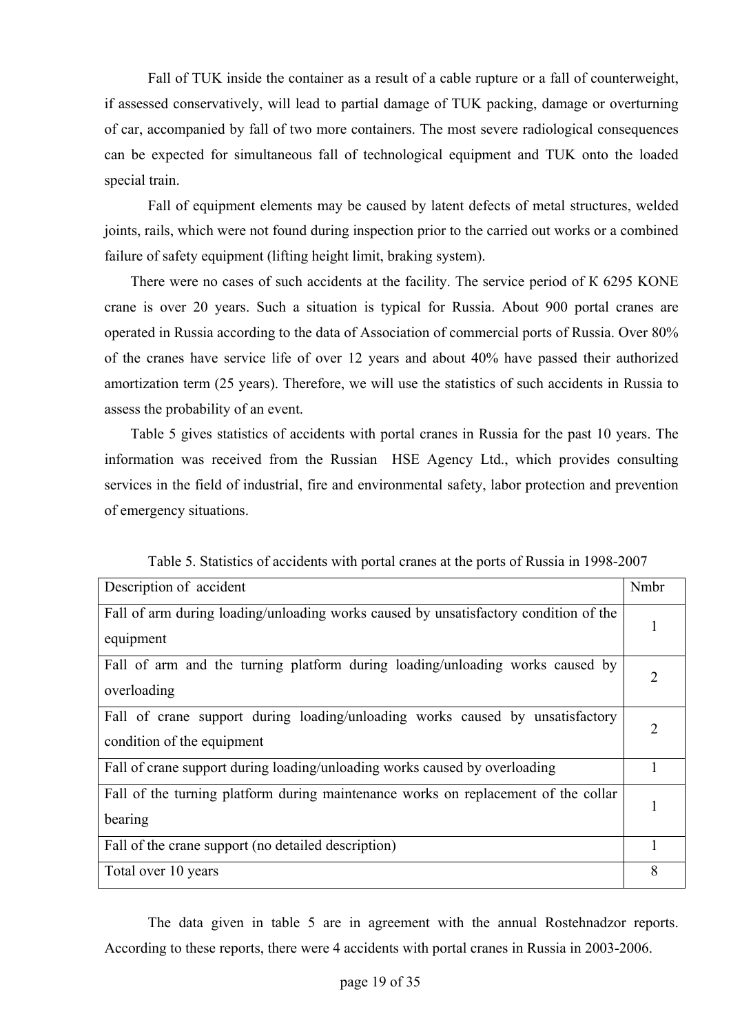Fall of TUK inside the container as a result of a cable rupture or a fall of counterweight, if assessed conservatively, will lead to partial damage of TUK packing, damage or overturning of car, accompanied by fall of two more containers. The most severe radiological consequences can be expected for simultaneous fall of technological equipment and TUK onto the loaded special train.

Fall of equipment elements may be caused by latent defects of metal structures, welded joints, rails, which were not found during inspection prior to the carried out works or a combined failure of safety equipment (lifting height limit, braking system).

There were no cases of such accidents at the facility. The service period of К 6295 KONE crane is over 20 years. Such a situation is typical for Russia. About 900 portal cranes are operated in Russia according to the data of Association of commercial ports of Russia. Over 80% of the cranes have service life of over 12 years and about 40% have passed their authorized amortization term (25 years). Therefore, we will use the statistics of such accidents in Russia to assess the probability of an event.

Table 5 gives statistics of accidents with portal cranes in Russia for the past 10 years. The information was received from the Russian HSE Agency Ltd., which provides consulting services in the field of industrial, fire and environmental safety, labor protection and prevention of emergency situations.

Table 5. Statistics of accidents with portal cranes at the ports of Russia in 1998-2007

| Description of accident | Nmbr |
|---|---|
| Fall of arm during loading/unloading works caused by unsatisfactory condition of the equipment | 1 |
| Fall of arm and the turning platform during loading/unloading works caused by overloading | 2 |
| Fall of crane support during loading/unloading works caused by unsatisfactory condition of the equipment | 2 |
| Fall of crane support during loading/unloading works caused by overloading | 1 |
| Fall of the turning platform during maintenance works on replacement of the collar bearing | 1 |
| Fall of the crane support (no detailed description) | 1 |
| Total over 10 years | 8 |

The data given in table 5 are in agreement with the annual Rostehnadzor reports. According to these reports, there were 4 accidents with portal cranes in Russia in 2003-2006.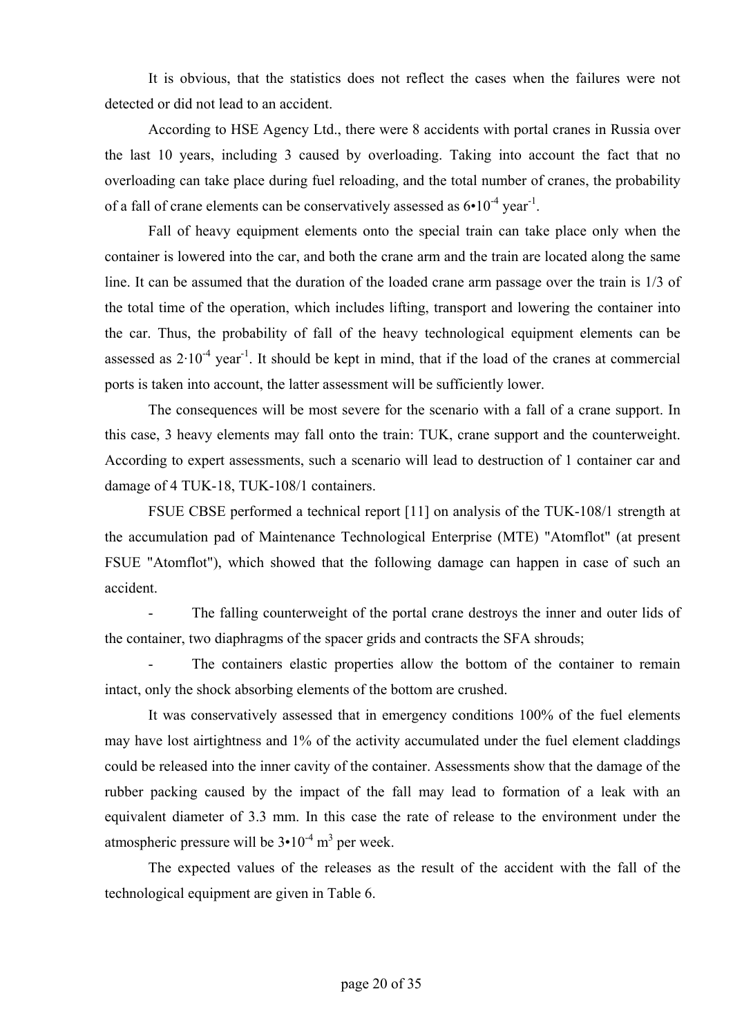It is obvious, that the statistics does not reflect the cases when the failures were not detected or did not lead to an accident.

According to HSE Agency Ltd., there were 8 accidents with portal cranes in Russia over the last 10 years, including 3 caused by overloading. Taking into account the fact that no overloading can take place during fuel reloading, and the total number of cranes, the probability of a fall of crane elements can be conservatively assessed as $6 \cdot 10^{-4}$ year$^{-1}$.

Fall of heavy equipment elements onto the special train can take place only when the container is lowered into the car, and both the crane arm and the train are located along the same line. It can be assumed that the duration of the loaded crane arm passage over the train is 1/3 of the total time of the operation, which includes lifting, transport and lowering the container into the car. Thus, the probability of fall of the heavy technological equipment elements can be assessed as $2 \cdot 10^{-4}$ year$^{-1}$. It should be kept in mind, that if the load of the cranes at commercial ports is taken into account, the latter assessment will be sufficiently lower.

The consequences will be most severe for the scenario with a fall of a crane support. In this case, 3 heavy elements may fall onto the train: TUK, crane support and the counterweight. According to expert assessments, such a scenario will lead to destruction of 1 container car and damage of 4 TUK-18, TUK-108/1 containers.

FSUE CBSE performed a technical report [11] on analysis of the TUK-108/1 strength at the accumulation pad of Maintenance Technological Enterprise (MTE) "Atomflot" (at present FSUE "Atomflot"), which showed that the following damage can happen in case of such an accident.

- The falling counterweight of the portal crane destroys the inner and outer lids of the container, two diaphragms of the spacer grids and contracts the SFA shrouds;
- The containers elastic properties allow the bottom of the container to remain intact, only the shock absorbing elements of the bottom are crushed.

It was conservatively assessed that in emergency conditions 100% of the fuel elements may have lost airtightness and 1% of the activity accumulated under the fuel element claddings could be released into the inner cavity of the container. Assessments show that the damage of the rubber packing caused by the impact of the fall may lead to formation of a leak with an equivalent diameter of 3.3 mm. In this case the rate of release to the environment under the atmospheric pressure will be $3 \cdot 10^{-4}$ m$^3$ per week.

The expected values of the releases as the result of the accident with the fall of the technological equipment are given in Table 6.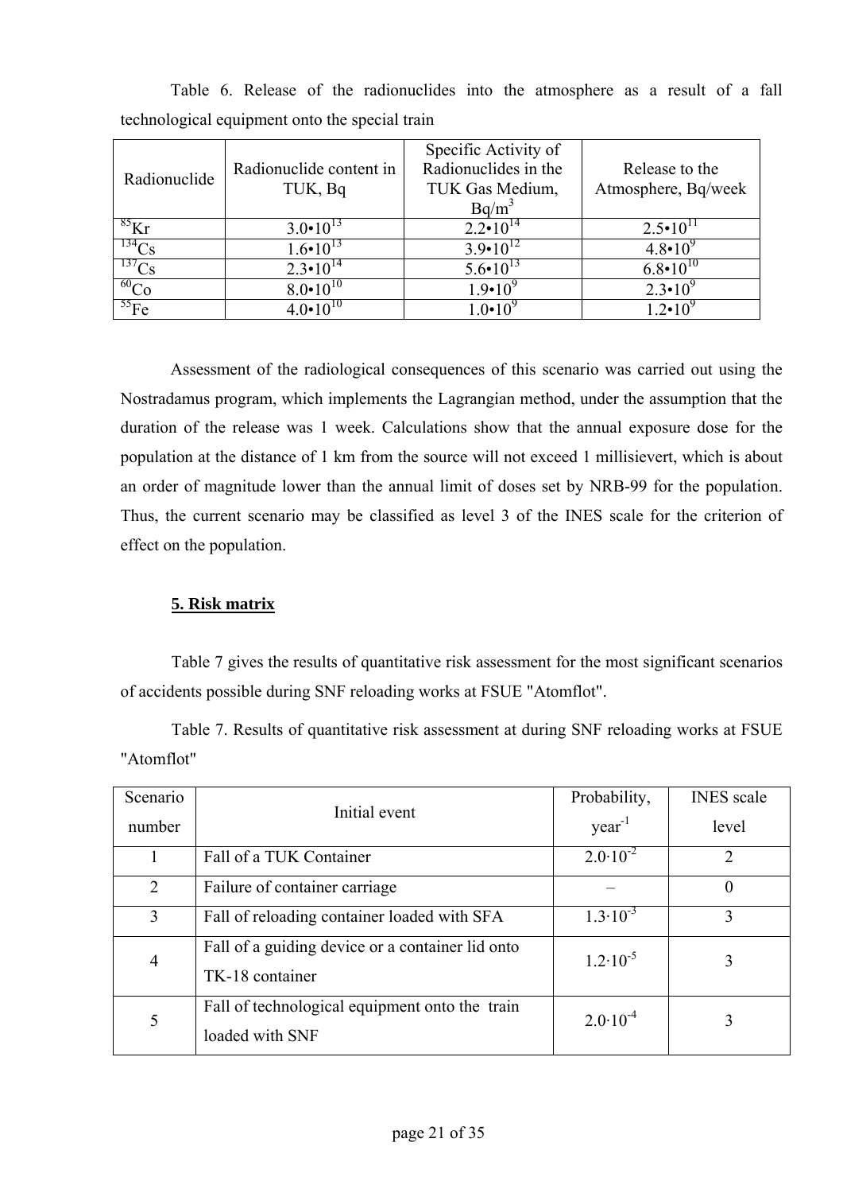Table 6. Release of the radionuclides into the atmosphere as a result of a fall technological equipment onto the special train

| Radionuclide | Radionuclide content in TUK, Bq | Specific Activity of Radionuclides in the TUK Gas Medium, $Bq/m^3$ | Release to the Atmosphere, Bq/week |
|---|---|---|---|
| $^{85}Kr$ | $3.0 \cdot 10^{13}$ | $2.2 \cdot 10^{14}$ | $2.5 \cdot 10^{11}$ |
| $^{134}Cs$ | $1.6 \cdot 10^{13}$ | $3.9 \cdot 10^{12}$ | $4.8 \cdot 10^{9}$ |
| $^{137}Cs$ | $2.3 \cdot 10^{14}$ | $5.6 \cdot 10^{13}$ | $6.8 \cdot 10^{10}$ |
| $^{60}Co$ | $8.0 \cdot 10^{10}$ | $1.9 \cdot 10^{9}$ | $2.3 \cdot 10^{9}$ |
| $^{55}Fe$ | $4.0 \cdot 10^{10}$ | $1.0 \cdot 10^{9}$ | $1.2 \cdot 10^{9}$ |

Assessment of the radiological consequences of this scenario was carried out using the Nostradamus program, which implements the Lagrangian method, under the assumption that the duration of the release was 1 week. Calculations show that the annual exposure dose for the population at the distance of 1 km from the source will not exceed 1 millisievert, which is about an order of magnitude lower than the annual limit of doses set by NRB-99 for the population. Thus, the current scenario may be classified as level 3 of the INES scale for the criterion of effect on the population.

## 5. Risk matrix

Table 7 gives the results of quantitative risk assessment for the most significant scenarios of accidents possible during SNF reloading works at FSUE "Atomflot".

Table 7. Results of quantitative risk assessment at during SNF reloading works at FSUE "Atomflot"

| Scenario number | Initial event | Probability, $year^{-1}$ | INES scale level |
|---|---|---|---|
| 1 | Fall of a TUK Container | $2.0 \cdot 10^{-2}$ | 2 |
| 2 | Failure of container carriage | – | 0 |
| 3 | Fall of reloading container loaded with SFA | $1.3 \cdot 10^{-3}$ | 3 |
| 4 | Fall of a guiding device or a container lid onto TK-18 container | $1.2 \cdot 10^{-5}$ | 3 |
| 5 | Fall of technological equipment onto the train loaded with SNF | $2.0 \cdot 10^{-4}$ | 3 |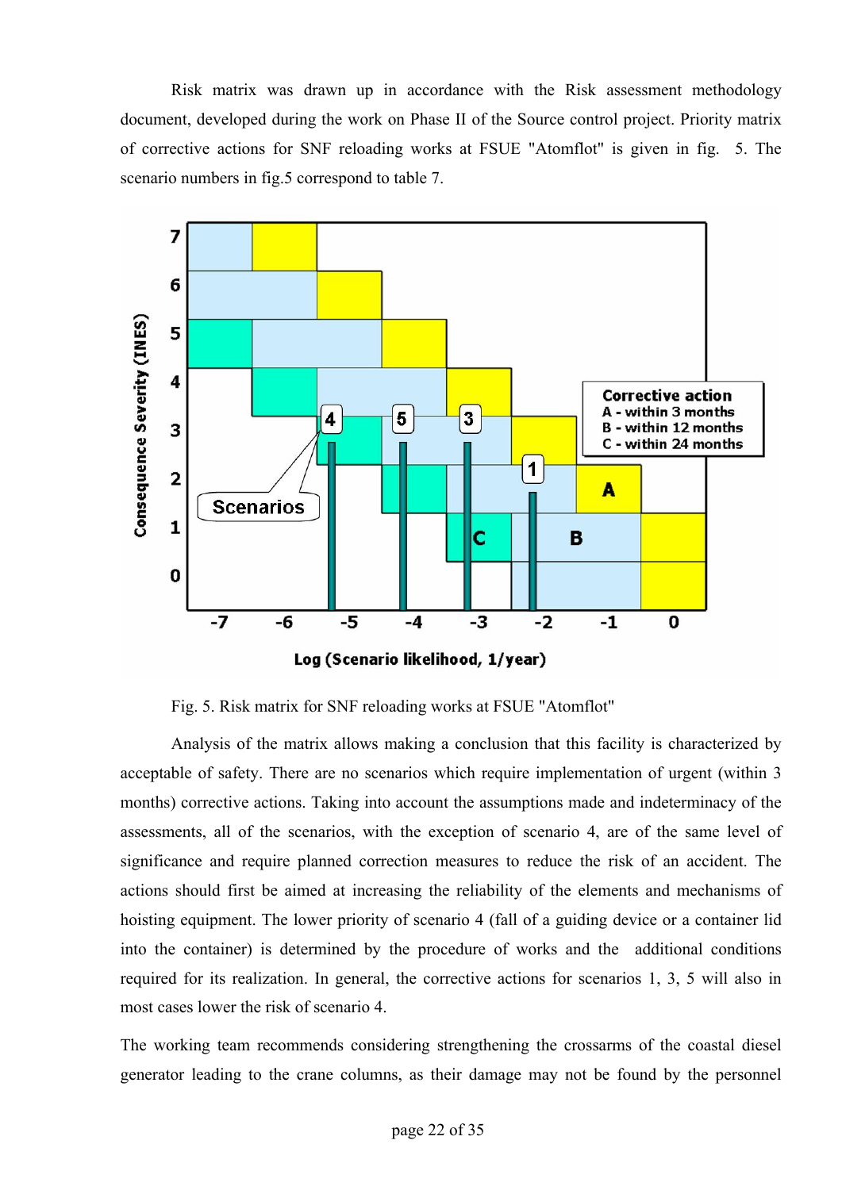Risk matrix was drawn up in accordance with the Risk assessment methodology document, developed during the work on Phase II of the Source control project. Priority matrix of corrective actions for SNF reloading works at FSUE "Atomflot" is given in fig. 5. The scenario numbers in fig.5 correspond to table 7.

Fig. 5. Risk matrix for SNF reloading works at FSUE "Atomflot"

Analysis of the matrix allows making a conclusion that this facility is characterized by acceptable of safety. There are no scenarios which require implementation of urgent (within 3 months) corrective actions. Taking into account the assumptions made and indeterminacy of the assessments, all of the scenarios, with the exception of scenario 4, are of the same level of significance and require planned correction measures to reduce the risk of an accident. The actions should first be aimed at increasing the reliability of the elements and mechanisms of hoisting equipment. The lower priority of scenario 4 (fall of a guiding device or a container lid into the container) is determined by the procedure of works and the additional conditions required for its realization. In general, the corrective actions for scenarios 1, 3, 5 will also in most cases lower the risk of scenario 4.

The working team recommends considering strengthening the crossarms of the coastal diesel generator leading to the crane columns, as their damage may not be found by the personnel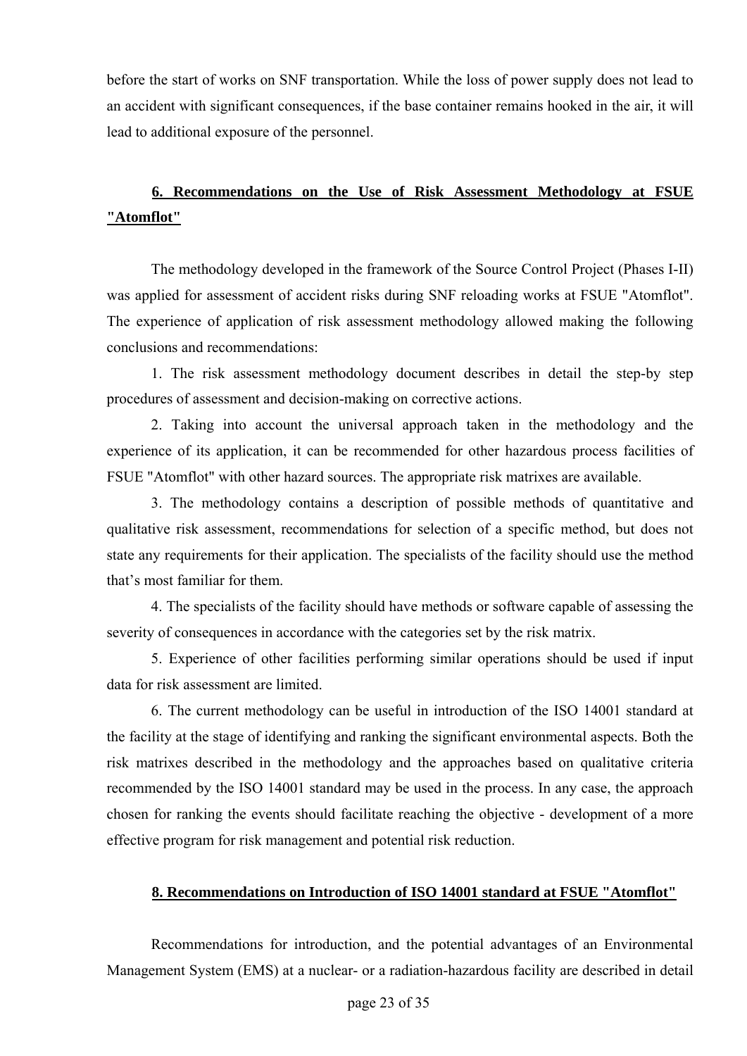before the start of works on SNF transportation. While the loss of power supply does not lead to an accident with significant consequences, if the base container remains hooked in the air, it will lead to additional exposure of the personnel.

## 6. Recommendations on the Use of Risk Assessment Methodology at FSUE "Atomflot"

The methodology developed in the framework of the Source Control Project (Phases I-II) was applied for assessment of accident risks during SNF reloading works at FSUE "Atomflot". The experience of application of risk assessment methodology allowed making the following conclusions and recommendations:

1. The risk assessment methodology document describes in detail the step-by step procedures of assessment and decision-making on corrective actions.

2. Taking into account the universal approach taken in the methodology and the experience of its application, it can be recommended for other hazardous process facilities of FSUE "Atomflot" with other hazard sources. The appropriate risk matrixes are available.

3. The methodology contains a description of possible methods of quantitative and qualitative risk assessment, recommendations for selection of a specific method, but does not state any requirements for their application. The specialists of the facility should use the method that's most familiar for them.

4. The specialists of the facility should have methods or software capable of assessing the severity of consequences in accordance with the categories set by the risk matrix.

5. Experience of other facilities performing similar operations should be used if input data for risk assessment are limited.

6. The current methodology can be useful in introduction of the ISO 14001 standard at the facility at the stage of identifying and ranking the significant environmental aspects. Both the risk matrixes described in the methodology and the approaches based on qualitative criteria recommended by the ISO 14001 standard may be used in the process. In any case, the approach chosen for ranking the events should facilitate reaching the objective - development of a more effective program for risk management and potential risk reduction.

## 8. Recommendations on Introduction of ISO 14001 standard at FSUE "Atomflot"

Recommendations for introduction, and the potential advantages of an Environmental Management System (EMS) at a nuclear- or a radiation-hazardous facility are described in detail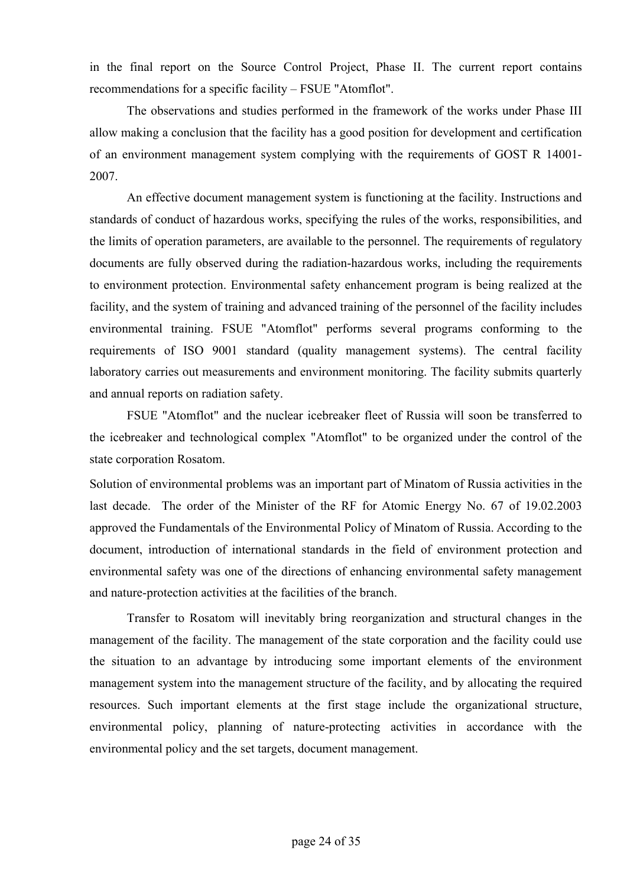in the final report on the Source Control Project, Phase II. The current report contains recommendations for a specific facility – FSUE "Atomflot".

The observations and studies performed in the framework of the works under Phase III allow making a conclusion that the facility has a good position for development and certification of an environment management system complying with the requirements of GOST R 14001-2007.

An effective document management system is functioning at the facility. Instructions and standards of conduct of hazardous works, specifying the rules of the works, responsibilities, and the limits of operation parameters, are available to the personnel. The requirements of regulatory documents are fully observed during the radiation-hazardous works, including the requirements to environment protection. Environmental safety enhancement program is being realized at the facility, and the system of training and advanced training of the personnel of the facility includes environmental training. FSUE "Atomflot" performs several programs conforming to the requirements of ISO 9001 standard (quality management systems). The central facility laboratory carries out measurements and environment monitoring. The facility submits quarterly and annual reports on radiation safety.

FSUE "Atomflot" and the nuclear icebreaker fleet of Russia will soon be transferred to the icebreaker and technological complex "Atomflot" to be organized under the control of the state corporation Rosatom.

Solution of environmental problems was an important part of Minatom of Russia activities in the last decade. The order of the Minister of the RF for Atomic Energy No. 67 of 19.02.2003 approved the Fundamentals of the Environmental Policy of Minatom of Russia. According to the document, introduction of international standards in the field of environment protection and environmental safety was one of the directions of enhancing environmental safety management and nature-protection activities at the facilities of the branch.

Transfer to Rosatom will inevitably bring reorganization and structural changes in the management of the facility. The management of the state corporation and the facility could use the situation to an advantage by introducing some important elements of the environment management system into the management structure of the facility, and by allocating the required resources. Such important elements at the first stage include the organizational structure, environmental policy, planning of nature-protecting activities in accordance with the environmental policy and the set targets, document management.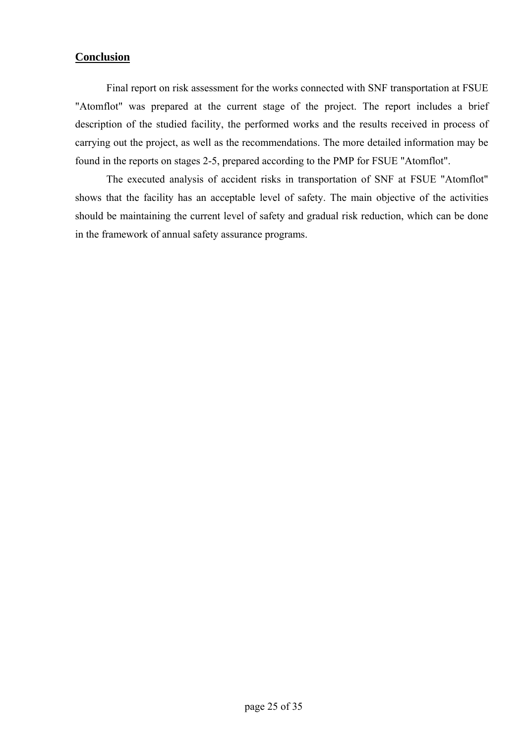## Conclusion

Final report on risk assessment for the works connected with SNF transportation at FSUE "Atomflot" was prepared at the current stage of the project. The report includes a brief description of the studied facility, the performed works and the results received in process of carrying out the project, as well as the recommendations. The more detailed information may be found in the reports on stages 2-5, prepared according to the PMP for FSUE "Atomflot".

The executed analysis of accident risks in transportation of SNF at FSUE "Atomflot" shows that the facility has an acceptable level of safety. The main objective of the activities should be maintaining the current level of safety and gradual risk reduction, which can be done in the framework of annual safety assurance programs.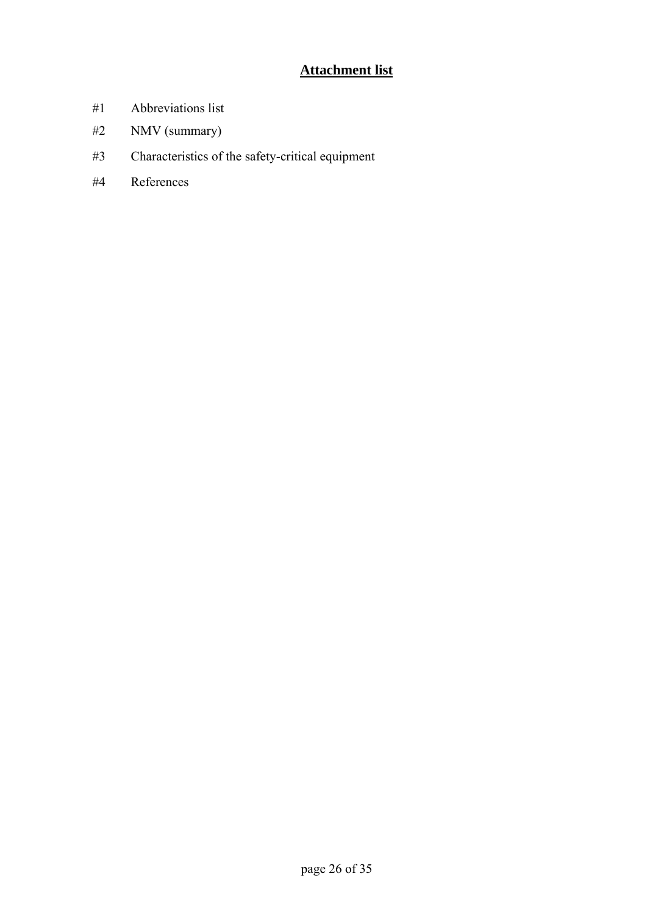# Attachment list

#1 Abbreviations list

#2 NMV (summary)

#3 Characteristics of the safety-critical equipment

#4 References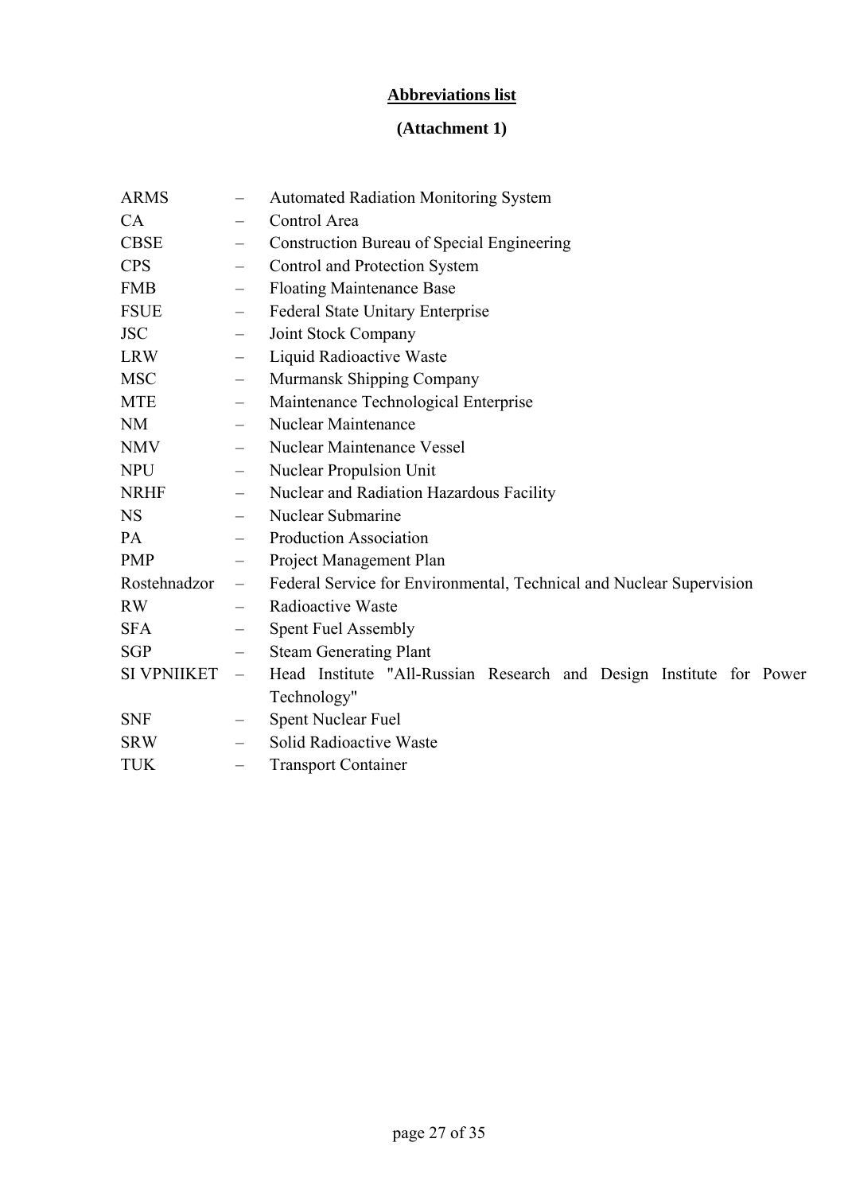**Abbreviations list**

**(Attachment 1)**

| | | |
|---|---|---|
| ARMS | – | Automated Radiation Monitoring System |
| CA | – | Control Area |
| CBSE | – | Construction Bureau of Special Engineering |
| CPS | – | Control and Protection System |
| FMB | – | Floating Maintenance Base |
| FSUE | – | Federal State Unitary Enterprise |
| JSC | – | Joint Stock Company |
| LRW | – | Liquid Radioactive Waste |
| MSC | – | Murmansk Shipping Company |
| MTE | – | Maintenance Technological Enterprise |
| NM | – | Nuclear Maintenance |
| NMV | – | Nuclear Maintenance Vessel |
| NPU | – | Nuclear Propulsion Unit |
| NRHF | – | Nuclear and Radiation Hazardous Facility |
| NS | – | Nuclear Submarine |
| PA | – | Production Association |
| PMP | – | Project Management Plan |
| Rostehnadzor | – | Federal Service for Environmental, Technical and Nuclear Supervision |
| RW | – | Radioactive Waste |
| SFA | – | Spent Fuel Assembly |
| SGP | – | Steam Generating Plant |
| SI VPNIIKET | – | Head Institute "All-Russian Research and Design Institute for Power Technology" |
| SNF | – | Spent Nuclear Fuel |
| SRW | – | Solid Radioactive Waste |
| TUK | – | Transport Container |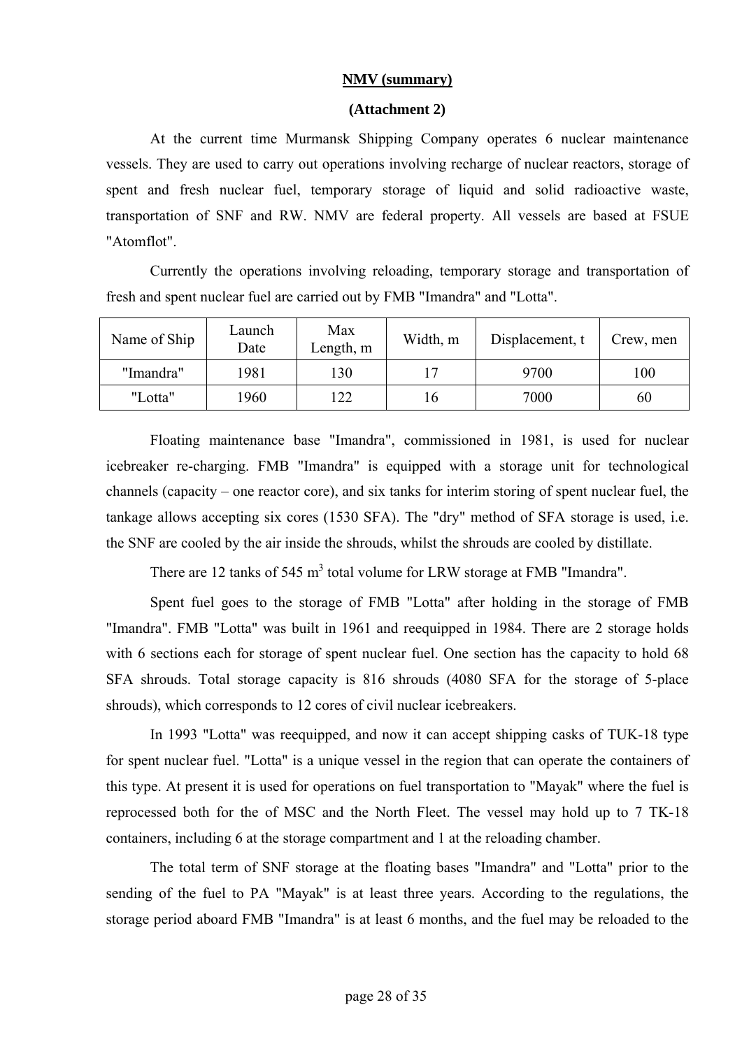**NMV (summary)**

**(Attachment 2)**

At the current time Murmansk Shipping Company operates 6 nuclear maintenance vessels. They are used to carry out operations involving recharge of nuclear reactors, storage of spent and fresh nuclear fuel, temporary storage of liquid and solid radioactive waste, transportation of SNF and RW. NMV are federal property. All vessels are based at FSUE "Atomflot".

Currently the operations involving reloading, temporary storage and transportation of fresh and spent nuclear fuel are carried out by FMB "Imandra" and "Lotta".

| Name of Ship | Launch Date | Max Length, m | Width, m | Displacement, t | Crew, men |
|---|---|---|---|---|---|
| "Imandra" | 1981 | 130 | 17 | 9700 | 100 |
| "Lotta" | 1960 | 122 | 16 | 7000 | 60 |

Floating maintenance base "Imandra", commissioned in 1981, is used for nuclear icebreaker re-charging. FMB "Imandra" is equipped with a storage unit for technological channels (capacity – one reactor core), and six tanks for interim storing of spent nuclear fuel, the tankage allows accepting six cores (1530 SFA). The "dry" method of SFA storage is used, i.e. the SNF are cooled by the air inside the shrouds, whilst the shrouds are cooled by distillate.

There are 12 tanks of 545 $m^3$ total volume for LRW storage at FMB "Imandra".

Spent fuel goes to the storage of FMB "Lotta" after holding in the storage of FMB "Imandra". FMB "Lotta" was built in 1961 and reequipped in 1984. There are 2 storage holds with 6 sections each for storage of spent nuclear fuel. One section has the capacity to hold 68 SFA shrouds. Total storage capacity is 816 shrouds (4080 SFA for the storage of 5-place shrouds), which corresponds to 12 cores of civil nuclear icebreakers.

In 1993 "Lotta" was reequipped, and now it can accept shipping casks of TUK-18 type for spent nuclear fuel. "Lotta" is a unique vessel in the region that can operate the containers of this type. At present it is used for operations on fuel transportation to "Mayak" where the fuel is reprocessed both for the of MSC and the North Fleet. The vessel may hold up to 7 TK-18 containers, including 6 at the storage compartment and 1 at the reloading chamber.

The total term of SNF storage at the floating bases "Imandra" and "Lotta" prior to the sending of the fuel to PA "Mayak" is at least three years. According to the regulations, the storage period aboard FMB "Imandra" is at least 6 months, and the fuel may be reloaded to the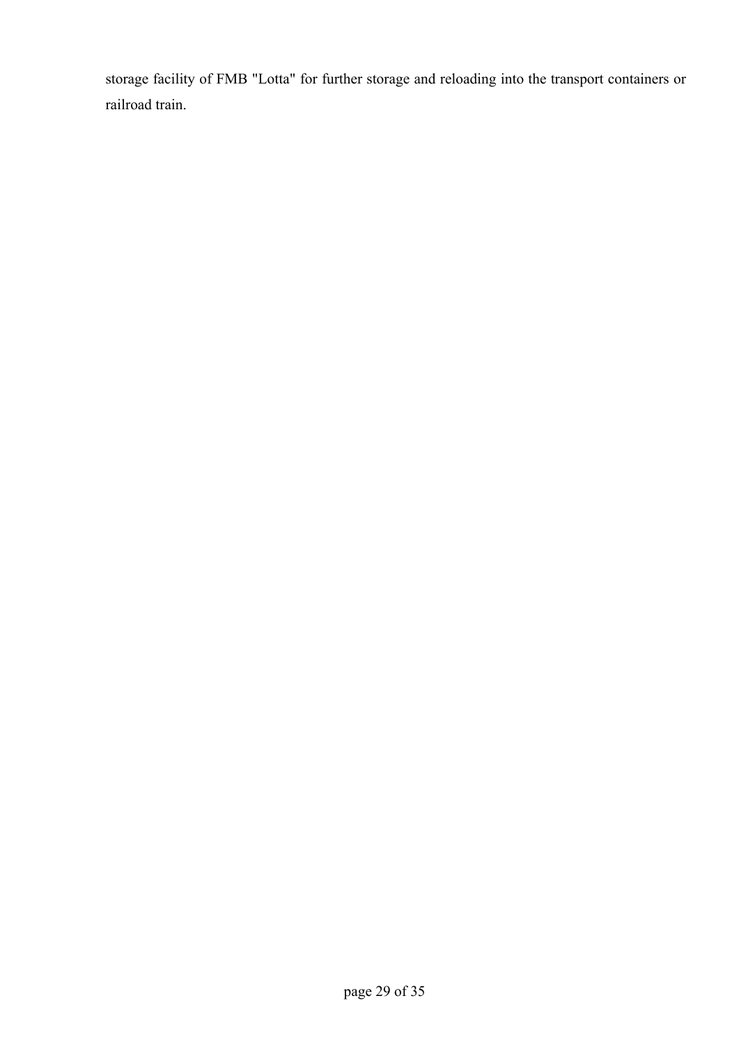storage facility of FMB "Lotta" for further storage and reloading into the transport containers or railroad train.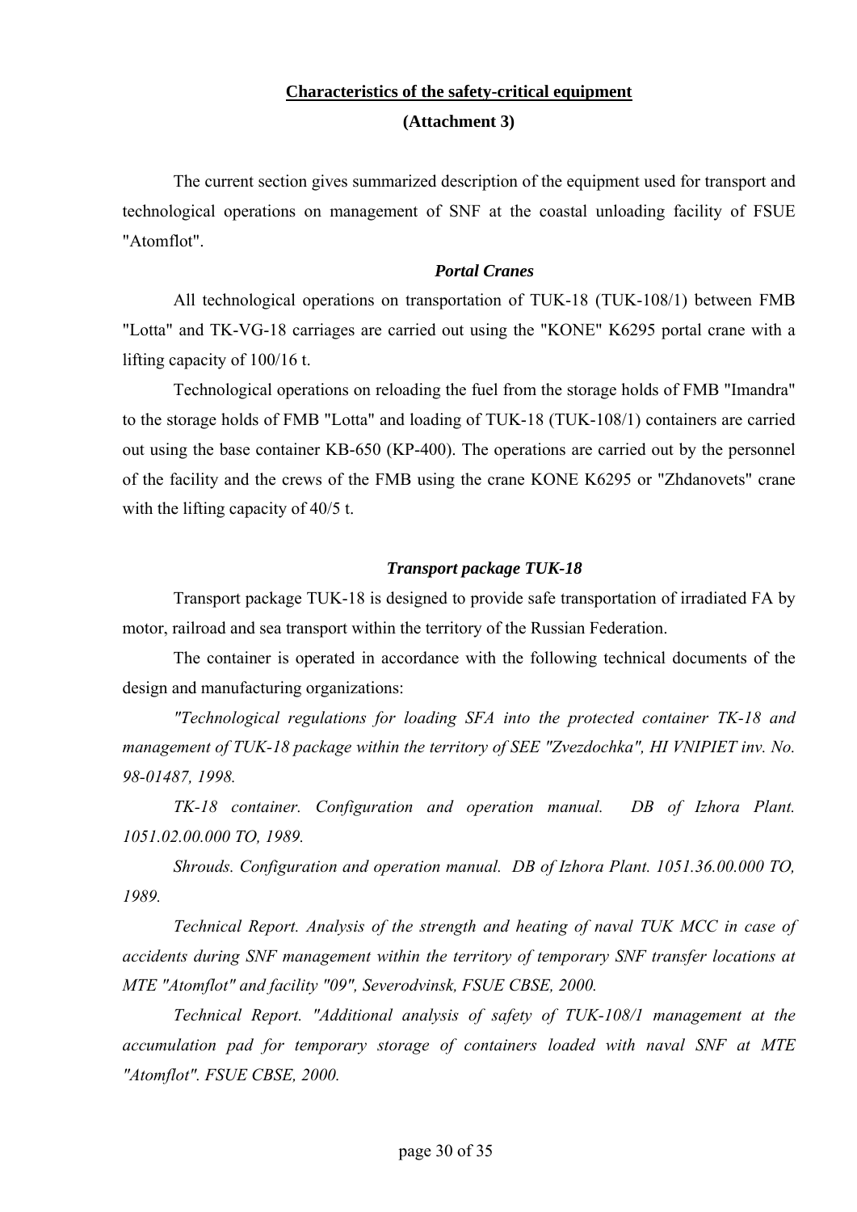## **Characteristics of the safety-critical equipment**

**(Attachment 3)**

The current section gives summarized description of the equipment used for transport and technological operations on management of SNF at the coastal unloading facility of FSUE "Atomflot".

### ***Portal Cranes***

All technological operations on transportation of TUK-18 (TUK-108/1) between FMB "Lotta" and TK-VG-18 carriages are carried out using the "KONE" K6295 portal crane with a lifting capacity of 100/16 t.

Technological operations on reloading the fuel from the storage holds of FMB "Imandra" to the storage holds of FMB "Lotta" and loading of TUK-18 (TUK-108/1) containers are carried out using the base container KB-650 (KP-400). The operations are carried out by the personnel of the facility and the crews of the FMB using the crane KONE K6295 or "Zhdanovets" crane with the lifting capacity of 40/5 t.

### ***Transport package TUK-18***

Transport package TUK-18 is designed to provide safe transportation of irradiated FA by motor, railroad and sea transport within the territory of the Russian Federation.

The container is operated in accordance with the following technical documents of the design and manufacturing organizations:

*"Technological regulations for loading SFA into the protected container TK-18 and management of TUK-18 package within the territory of SEE "Zvezdochka", HI VNIPIET inv. No. 98-01487, 1998.*

*TK-18 container. Configuration and operation manual. DB of Izhora Plant. 1051.02.00.000 TO, 1989.*

*Shrouds. Configuration and operation manual. DB of Izhora Plant. 1051.36.00.000 TO, 1989.*

*Technical Report. Analysis of the strength and heating of naval TUK MCC in case of accidents during SNF management within the territory of temporary SNF transfer locations at MTE "Atomflot" and facility "09", Severodvinsk, FSUE CBSE, 2000.*

*Technical Report. "Additional analysis of safety of TUK-108/1 management at the accumulation pad for temporary storage of containers loaded with naval SNF at MTE "Atomflot". FSUE CBSE, 2000.*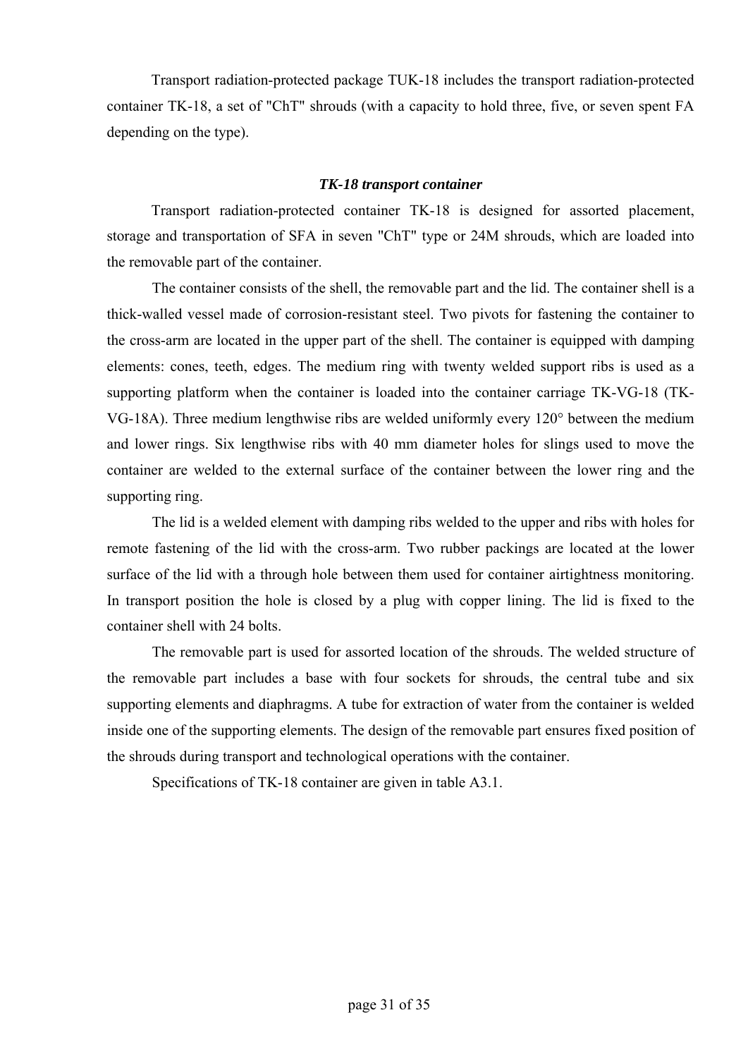Transport radiation-protected package TUK-18 includes the transport radiation-protected container TK-18, a set of "ChT" shrouds (with a capacity to hold three, five, or seven spent FA depending on the type).

### *TK-18 transport container*

Transport radiation-protected container TK-18 is designed for assorted placement, storage and transportation of SFA in seven "ChT" type or 24M shrouds, which are loaded into the removable part of the container.

The container consists of the shell, the removable part and the lid. The container shell is a thick-walled vessel made of corrosion-resistant steel. Two pivots for fastening the container to the cross-arm are located in the upper part of the shell. The container is equipped with damping elements: cones, teeth, edges. The medium ring with twenty welded support ribs is used as a supporting platform when the container is loaded into the container carriage TK-VG-18 (TK-VG-18A). Three medium lengthwise ribs are welded uniformly every 120° between the medium and lower rings. Six lengthwise ribs with 40 mm diameter holes for slings used to move the container are welded to the external surface of the container between the lower ring and the supporting ring.

The lid is a welded element with damping ribs welded to the upper and ribs with holes for remote fastening of the lid with the cross-arm. Two rubber packings are located at the lower surface of the lid with a through hole between them used for container airtightness monitoring. In transport position the hole is closed by a plug with copper lining. The lid is fixed to the container shell with 24 bolts.

The removable part is used for assorted location of the shrouds. The welded structure of the removable part includes a base with four sockets for shrouds, the central tube and six supporting elements and diaphragms. A tube for extraction of water from the container is welded inside one of the supporting elements. The design of the removable part ensures fixed position of the shrouds during transport and technological operations with the container.

Specifications of TK-18 container are given in table A3.1.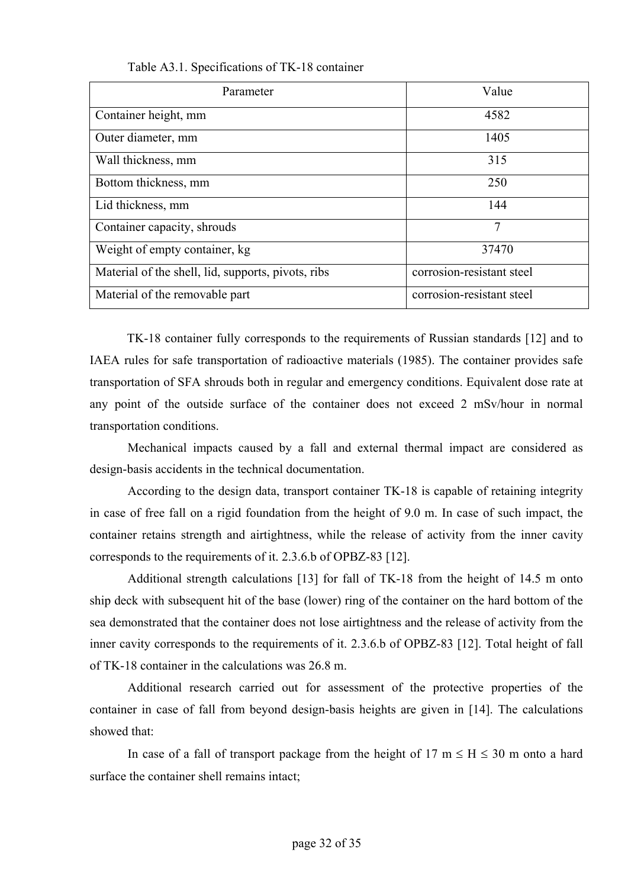Table A3.1. Specifications of TK-18 container

| Parameter | Value |
|---|---|
| Container height, mm | 4582 |
| Outer diameter, mm | 1405 |
| Wall thickness, mm | 315 |
| Bottom thickness, mm | 250 |
| Lid thickness, mm | 144 |
| Container capacity, shrouds | 7 |
| Weight of empty container, kg | 37470 |
| Material of the shell, lid, supports, pivots, ribs | corrosion-resistant steel |
| Material of the removable part | corrosion-resistant steel |

TK-18 container fully corresponds to the requirements of Russian standards [12] and to IAEA rules for safe transportation of radioactive materials (1985). The container provides safe transportation of SFA shrouds both in regular and emergency conditions. Equivalent dose rate at any point of the outside surface of the container does not exceed 2 mSv/hour in normal transportation conditions.

Mechanical impacts caused by a fall and external thermal impact are considered as design-basis accidents in the technical documentation.

According to the design data, transport container TK-18 is capable of retaining integrity in case of free fall on a rigid foundation from the height of 9.0 m. In case of such impact, the container retains strength and airtightness, while the release of activity from the inner cavity corresponds to the requirements of it. 2.3.6.b of OPBZ-83 [12].

Additional strength calculations [13] for fall of TK-18 from the height of 14.5 m onto ship deck with subsequent hit of the base (lower) ring of the container on the hard bottom of the sea demonstrated that the container does not lose airtightness and the release of activity from the inner cavity corresponds to the requirements of it. 2.3.6.b of OPBZ-83 [12]. Total height of fall of TK-18 container in the calculations was 26.8 m.

Additional research carried out for assessment of the protective properties of the container in case of fall from beyond design-basis heights are given in [14]. The calculations showed that:

In case of a fall of transport package from the height of 17 m ≤ H ≤ 30 m onto a hard surface the container shell remains intact;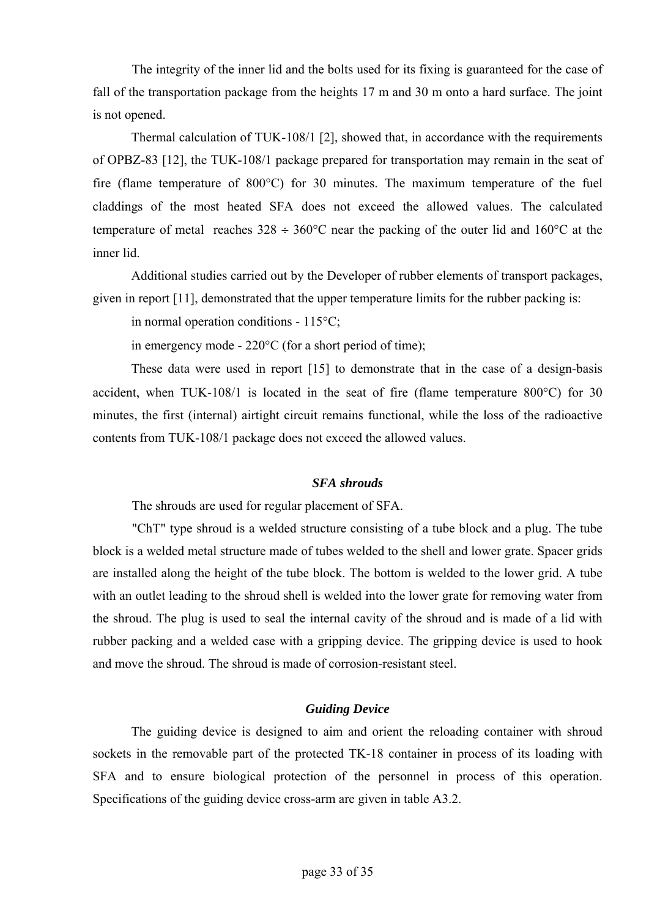The integrity of the inner lid and the bolts used for its fixing is guaranteed for the case of fall of the transportation package from the heights 17 m and 30 m onto a hard surface. The joint is not opened.

Thermal calculation of TUK-108/1 [2], showed that, in accordance with the requirements of OPBZ-83 [12], the TUK-108/1 package prepared for transportation may remain in the seat of fire (flame temperature of 800°C) for 30 minutes. The maximum temperature of the fuel claddings of the most heated SFA does not exceed the allowed values. The calculated temperature of metal reaches 328 ÷ 360°C near the packing of the outer lid and 160°C at the inner lid.

Additional studies carried out by the Developer of rubber elements of transport packages, given in report [11], demonstrated that the upper temperature limits for the rubber packing is:

in normal operation conditions - 115°C;

in emergency mode - 220°C (for a short period of time);

These data were used in report [15] to demonstrate that in the case of a design-basis accident, when TUK-108/1 is located in the seat of fire (flame temperature 800°C) for 30 minutes, the first (internal) airtight circuit remains functional, while the loss of the radioactive contents from TUK-108/1 package does not exceed the allowed values.

***SFA shrouds***

The shrouds are used for regular placement of SFA.

"ChT" type shroud is a welded structure consisting of a tube block and a plug. The tube block is a welded metal structure made of tubes welded to the shell and lower grate. Spacer grids are installed along the height of the tube block. The bottom is welded to the lower grid. A tube with an outlet leading to the shroud shell is welded into the lower grate for removing water from the shroud. The plug is used to seal the internal cavity of the shroud and is made of a lid with rubber packing and a welded case with a gripping device. The gripping device is used to hook and move the shroud. The shroud is made of corrosion-resistant steel.

***Guiding Device***

The guiding device is designed to aim and orient the reloading container with shroud sockets in the removable part of the protected TK-18 container in process of its loading with SFA and to ensure biological protection of the personnel in process of this operation. Specifications of the guiding device cross-arm are given in table A3.2.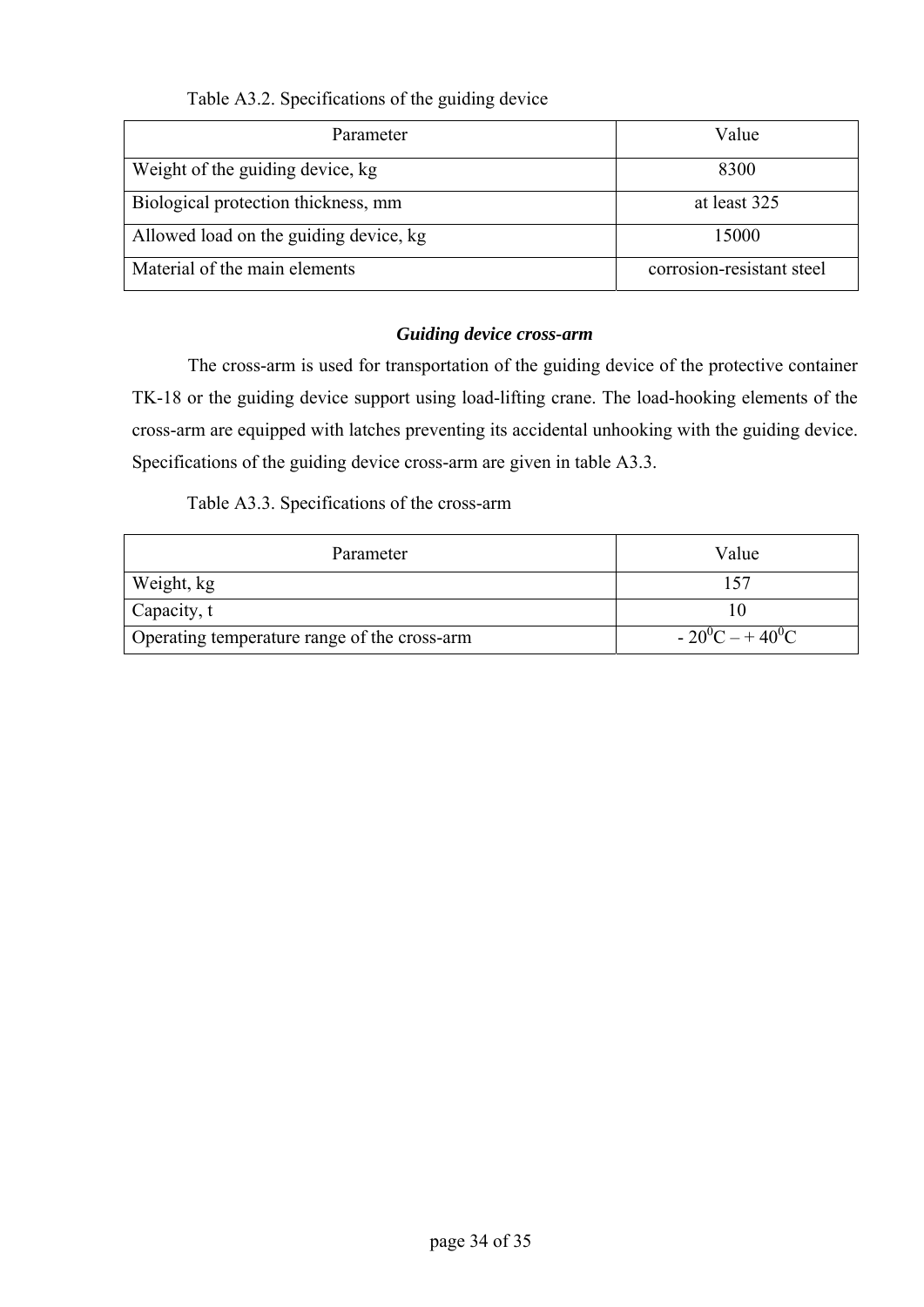Table A3.2. Specifications of the guiding device

| Parameter | Value |
|---|---|
| Weight of the guiding device, kg | 8300 |
| Biological protection thickness, mm | at least 325 |
| Allowed load on the guiding device, kg | 15000 |
| Material of the main elements | corrosion-resistant steel |

***Guiding device cross-arm***

The cross-arm is used for transportation of the guiding device of the protective container TK-18 or the guiding device support using load-lifting crane. The load-hooking elements of the cross-arm are equipped with latches preventing its accidental unhooking with the guiding device. Specifications of the guiding device cross-arm are given in table A3.3.

Table A3.3. Specifications of the cross-arm

| Parameter | Value |
|---|---|
| Weight, kg | 157 |
| Capacity, t | 10 |
| Operating temperature range of the cross-arm | - $20^0$C – + $40^0$C |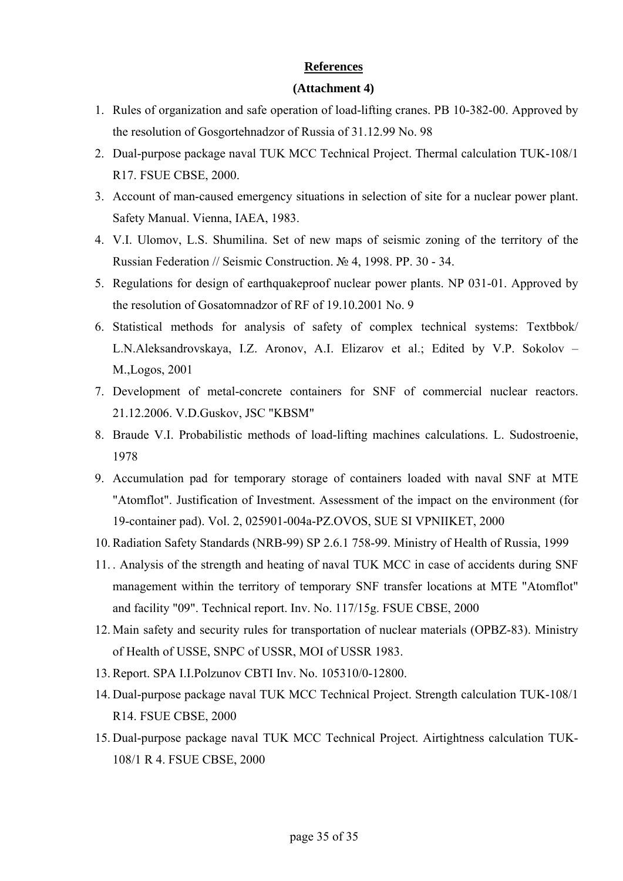## References

**(Attachment 4)**

1. Rules of organization and safe operation of load-lifting cranes. PB 10-382-00. Approved by the resolution of Gosgortehnadzor of Russia of 31.12.99 No. 98
2. Dual-purpose package naval TUK MCC Technical Project. Thermal calculation TUK-108/1 R17. FSUE CBSE, 2000.
3. Account of man-caused emergency situations in selection of site for a nuclear power plant. Safety Manual. Vienna, IAEA, 1983.
4. V.I. Ulomov, L.S. Shumilina. Set of new maps of seismic zoning of the territory of the Russian Federation // Seismic Construction. № 4, 1998. PP. 30 - 34.
5. Regulations for design of earthquakeproof nuclear power plants. NP 031-01. Approved by the resolution of Gosatomnadzor of RF of 19.10.2001 No. 9
6. Statistical methods for analysis of safety of complex technical systems: Textbbok/ L.N.Aleksandrovskaya, I.Z. Aronov, A.I. Elizarov et al.; Edited by V.P. Sokolov – M.,Logos, 2001
7. Development of metal-concrete containers for SNF of commercial nuclear reactors. 21.12.2006. V.D.Guskov, JSC "KBSM"
8. Braude V.I. Probabilistic methods of load-lifting machines calculations. L. Sudostroenie, 1978
9. Accumulation pad for temporary storage of containers loaded with naval SNF at MTE "Atomflot". Justification of Investment. Assessment of the impact on the environment (for 19-container pad). Vol. 2, 025901-004a-PZ.OVOS, SUE SI VPNIIKET, 2000
10. Radiation Safety Standards (NRB-99) SP 2.6.1 758-99. Ministry of Health of Russia, 1999
11. . Analysis of the strength and heating of naval TUK MCC in case of accidents during SNF management within the territory of temporary SNF transfer locations at MTE "Atomflot" and facility "09". Technical report. Inv. No. 117/15g. FSUE CBSE, 2000
12. Main safety and security rules for transportation of nuclear materials (OPBZ-83). Ministry of Health of USSE, SNPC of USSR, MOI of USSR 1983.
13. Report. SPA I.I.Polzunov CBTI Inv. No. 105310/0-12800.
14. Dual-purpose package naval TUK MCC Technical Project. Strength calculation TUK-108/1 R14. FSUE CBSE, 2000
15. Dual-purpose package naval TUK MCC Technical Project. Airtightness calculation TUK-108/1 R 4. FSUE CBSE, 2000